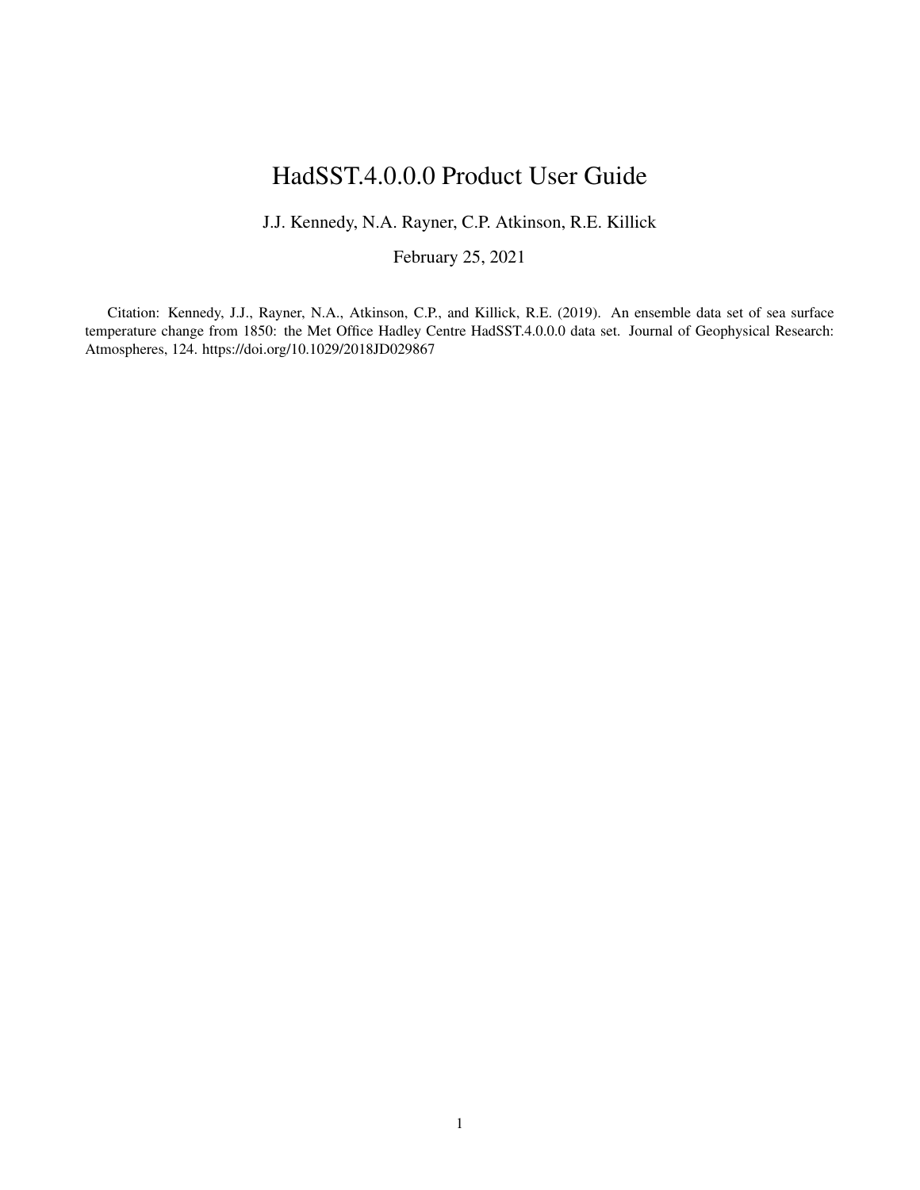# HadSST.4.0.0.0 Product User Guide

J.J. Kennedy, N.A. Rayner, C.P. Atkinson, R.E. Killick

February 25, 2021

Citation: Kennedy, J.J., Rayner, N.A., Atkinson, C.P., and Killick, R.E. (2019). An ensemble data set of sea surface temperature change from 1850: the Met Office Hadley Centre HadSST.4.0.0.0 data set. Journal of Geophysical Research: Atmospheres, 124. https://doi.org/10.1029/2018JD029867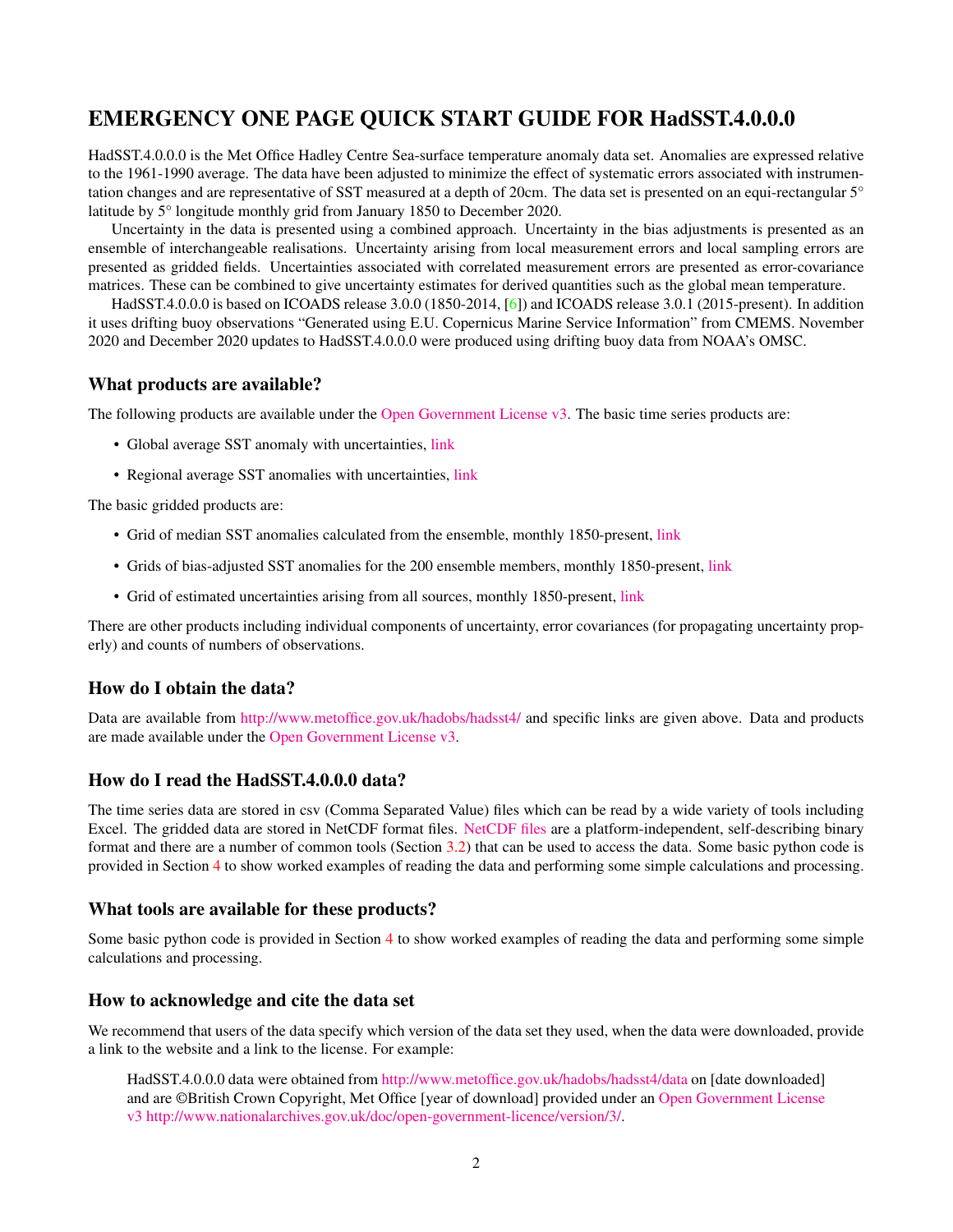# EMERGENCY ONE PAGE QUICK START GUIDE FOR HadSST.4.0.0.0

HadSST.4.0.0.0 is the Met Office Hadley Centre Sea-surface temperature anomaly data set. Anomalies are expressed relative to the 1961-1990 average. The data have been adjusted to minimize the effect of systematic errors associated with instrumentation changes and are representative of SST measured at a depth of 20cm. The data set is presented on an equi-rectangular 5° latitude by 5° longitude monthly grid from January 1850 to December 2020.

Uncertainty in the data is presented using a combined approach. Uncertainty in the bias adjustments is presented as an ensemble of interchangeable realisations. Uncertainty arising from local measurement errors and local sampling errors are presented as gridded fields. Uncertainties associated with correlated measurement errors are presented as error-covariance matrices. These can be combined to give uncertainty estimates for derived quantities such as the global mean temperature.

HadSST.4.0.0.0 is based on ICOADS release 3.0.0 (1850-2014, [6]) and ICOADS release 3.0.1 (2015-present). In addition it uses drifting buoy observations "Generated using E.U. Copernicus Marine Service Information" from CMEMS. November 2020 and December 2020 updates to HadSST.4.0.0.0 were produced using drifting buoy data from NOAA's OMSC.

## What products are available?

The following products are available under the Open Government License v3. The basic time series products are:

- Global average SST anomaly with uncertainties, link
- Regional average SST anomalies with uncertainties, link

The basic gridded products are:

- Grid of median SST anomalies calculated from the ensemble, monthly 1850-present, link
- Grids of bias-adjusted SST anomalies for the 200 ensemble members, monthly 1850-present, link
- Grid of estimated uncertainties arising from all sources, monthly 1850-present, link

There are other products including individual components of uncertainty, error covariances (for propagating uncertainty properly) and counts of numbers of observations.

## How do I obtain the data?

Data are available from http://www.metoffice.gov.uk/hadobs/hadsst4/ and specific links are given above. Data and products are made available under the Open Government License v3.

## How do I read the HadSST.4.0.0.0 data?

The time series data are stored in csv (Comma Separated Value) files which can be read by a wide variety of tools including Excel. The gridded data are stored in NetCDF format files. NetCDF files are a platform-independent, self-describing binary format and there are a number of common tools (Section 3.2) that can be used to access the data. Some basic python code is provided in Section 4 to show worked examples of reading the data and performing some simple calculations and processing.

## What tools are available for these products?

Some basic python code is provided in Section 4 to show worked examples of reading the data and performing some simple calculations and processing.

## How to acknowledge and cite the data set

We recommend that users of the data specify which version of the data set they used, when the data were downloaded, provide a link to the website and a link to the license. For example:

> HadSST.4.0.0.0 data were obtained from http://www.metoffice.gov.uk/hadobs/hadsst4/data on [date downloaded] and are ©British Crown Copyright, Met Office [year of download] provided under an Open Government License v3 http://www.nationalarchives.gov.uk/doc/open-government-licence/version/3/.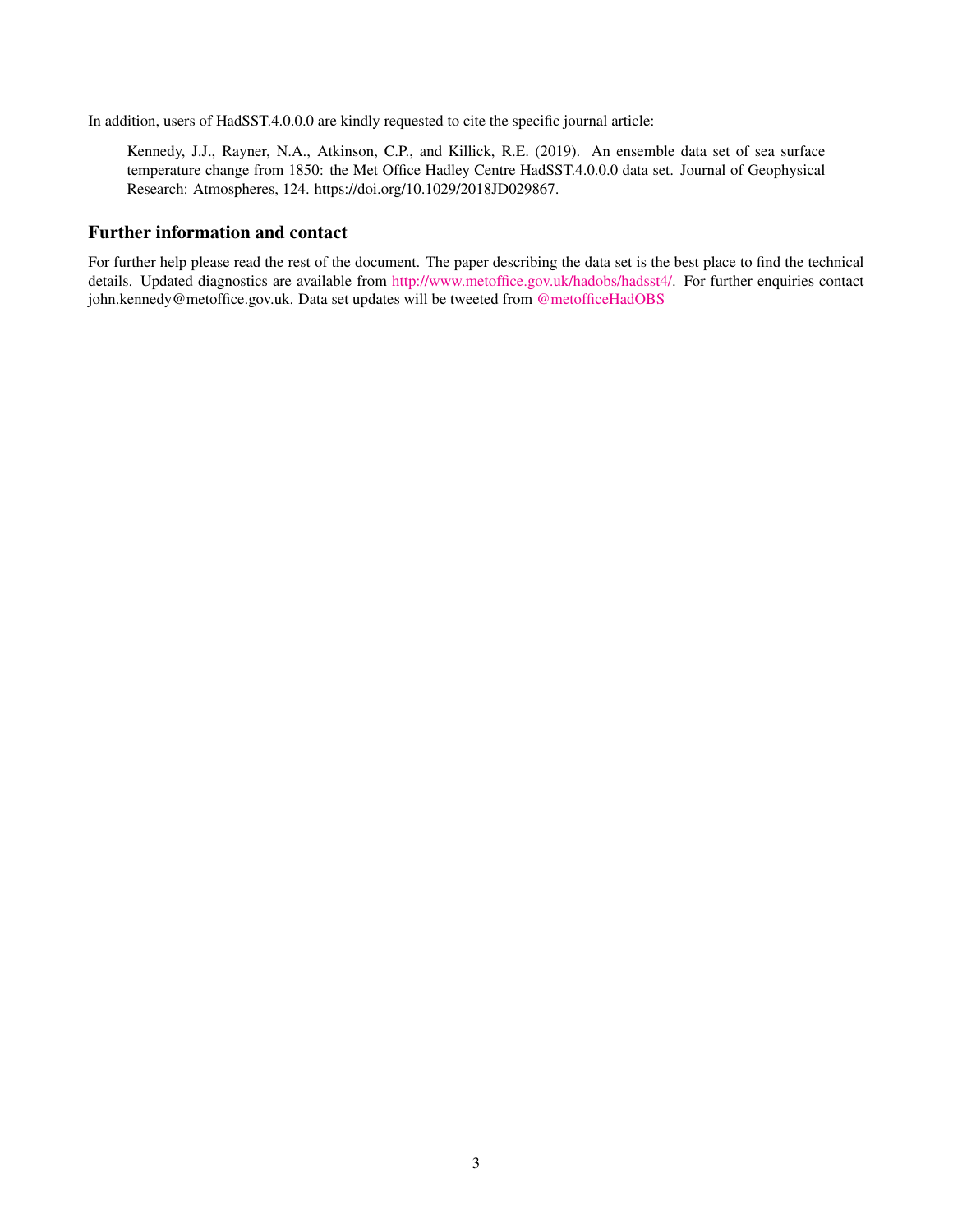In addition, users of HadSST.4.0.0.0 are kindly requested to cite the specific journal article:

> Kennedy, J.J., Rayner, N.A., Atkinson, C.P., and Killick, R.E. (2019). An ensemble data set of sea surface temperature change from 1850: the Met Office Hadley Centre HadSST.4.0.0.0 data set. Journal of Geophysical Research: Atmospheres, 124. https://doi.org/10.1029/2018JD029867.

## Further information and contact

For further help please read the rest of the document. The paper describing the data set is the best place to find the technical details. Updated diagnostics are available from http://www.metoffice.gov.uk/hadobs/hadsst4/. For further enquiries contact john.kennedy@metoffice.gov.uk. Data set updates will be tweeted from @metofficeHadOBS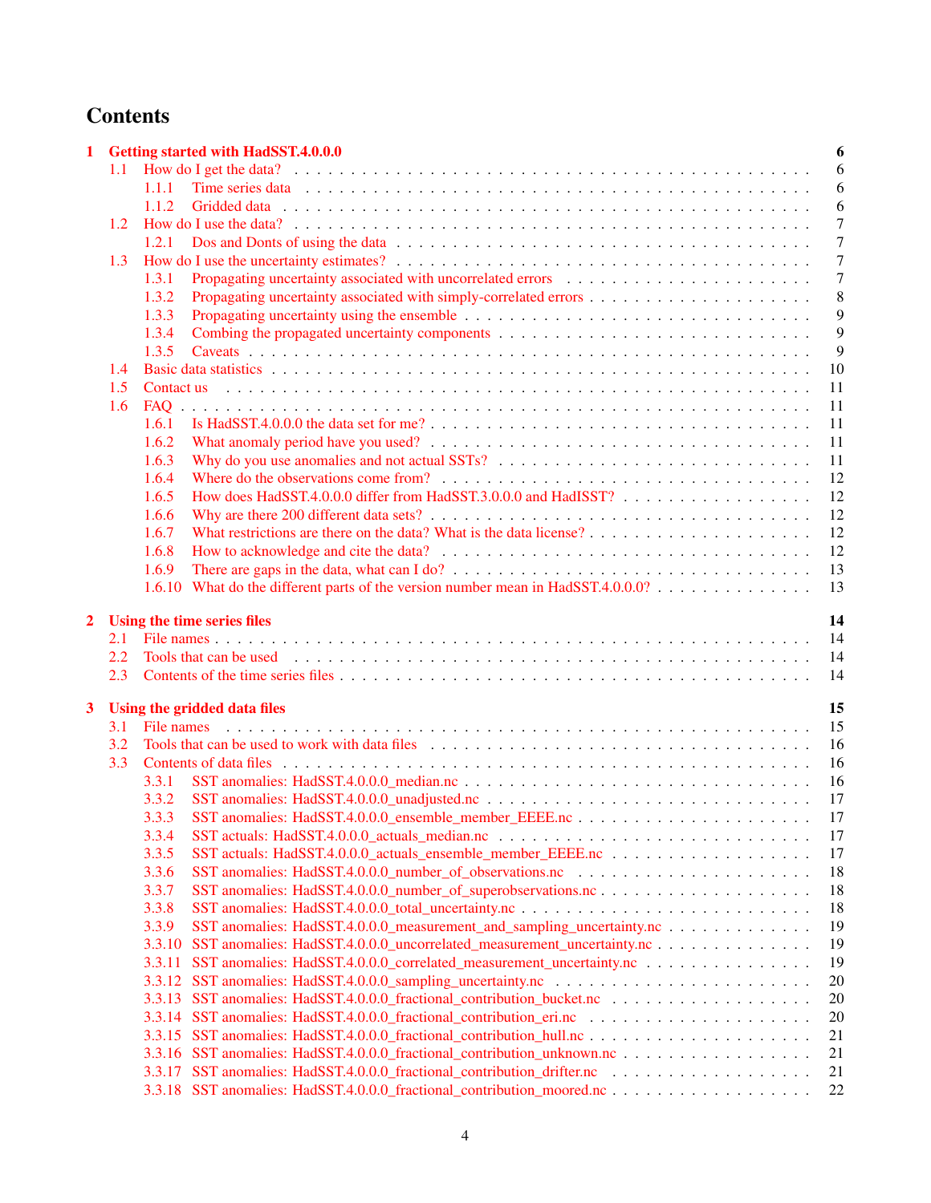# Contents

**1 Getting started with HadSST.4.0.0.0** — 6
- 1.1 How do I get the data? — 6
  - 1.1.1 Time series data — 6
  - 1.1.2 Gridded data — 6
- 1.2 How do I use the data? — 7
  - 1.2.1 Dos and Donts of using the data — 7
- 1.3 How do I use the uncertainty estimates? — 7
  - 1.3.1 Propagating uncertainty associated with uncorrelated errors — 7
  - 1.3.2 Propagating uncertainty associated with simply-correlated errors — 8
  - 1.3.3 Propagating uncertainty using the ensemble — 9
  - 1.3.4 Combing the propagated uncertainty components — 9
  - 1.3.5 Caveats — 9
- 1.4 Basic data statistics — 10
- 1.5 Contact us — 11
- 1.6 FAQ — 11
  - 1.6.1 Is HadSST.4.0.0.0 the data set for me? — 11
  - 1.6.2 What anomaly period have you used? — 11
  - 1.6.3 Why do you use anomalies and not actual SSTs? — 11
  - 1.6.4 Where do the observations come from? — 12
  - 1.6.5 How does HadSST.4.0.0.0 differ from HadSST.3.0.0.0 and HadISST? — 12
  - 1.6.6 Why are there 200 different data sets? — 12
  - 1.6.7 What restrictions are there on the data? What is the data license? — 12
  - 1.6.8 How to acknowledge and cite the data? — 12
  - 1.6.9 There are gaps in the data, what can I do? — 13
  - 1.6.10 What do the different parts of the version number mean in HadSST.4.0.0.0? — 13

**2 Using the time series files** — 14
- 2.1 File names — 14
- 2.2 Tools that can be used — 14
- 2.3 Contents of the time series files — 14

**3 Using the gridded data files** — 15
- 3.1 File names — 15
- 3.2 Tools that can be used to work with data files — 16
- 3.3 Contents of data files — 16
  - 3.3.1 SST anomalies: HadSST.4.0.0.0_median.nc — 16
  - 3.3.2 SST anomalies: HadSST.4.0.0.0_unadjusted.nc — 17
  - 3.3.3 SST anomalies: HadSST.4.0.0.0_ensemble_member_EEEE.nc — 17
  - 3.3.4 SST actuals: HadSST.4.0.0.0_actuals_median.nc — 17
  - 3.3.5 SST actuals: HadSST.4.0.0.0_actuals_ensemble_member_EEEE.nc — 17
  - 3.3.6 SST anomalies: HadSST.4.0.0.0_number_of_observations.nc — 18
  - 3.3.7 SST anomalies: HadSST.4.0.0.0_number_of_superobservations.nc — 18
  - 3.3.8 SST anomalies: HadSST.4.0.0.0_total_uncertainty.nc — 18
  - 3.3.9 SST anomalies: HadSST.4.0.0.0_measurement_and_sampling_uncertainty.nc — 19
  - 3.3.10 SST anomalies: HadSST.4.0.0.0_uncorrelated_measurement_uncertainty.nc — 19
  - 3.3.11 SST anomalies: HadSST.4.0.0.0_correlated_measurement_uncertainty.nc — 19
  - 3.3.12 SST anomalies: HadSST.4.0.0.0_sampling_uncertainty.nc — 20
  - 3.3.13 SST anomalies: HadSST.4.0.0.0_fractional_contribution_bucket.nc — 20
  - 3.3.14 SST anomalies: HadSST.4.0.0.0_fractional_contribution_eri.nc — 20
  - 3.3.15 SST anomalies: HadSST.4.0.0.0_fractional_contribution_hull.nc — 21
  - 3.3.16 SST anomalies: HadSST.4.0.0.0_fractional_contribution_unknown.nc — 21
  - 3.3.17 SST anomalies: HadSST.4.0.0.0_fractional_contribution_drifter.nc — 21
  - 3.3.18 SST anomalies: HadSST.4.0.0.0_fractional_contribution_moored.nc — 22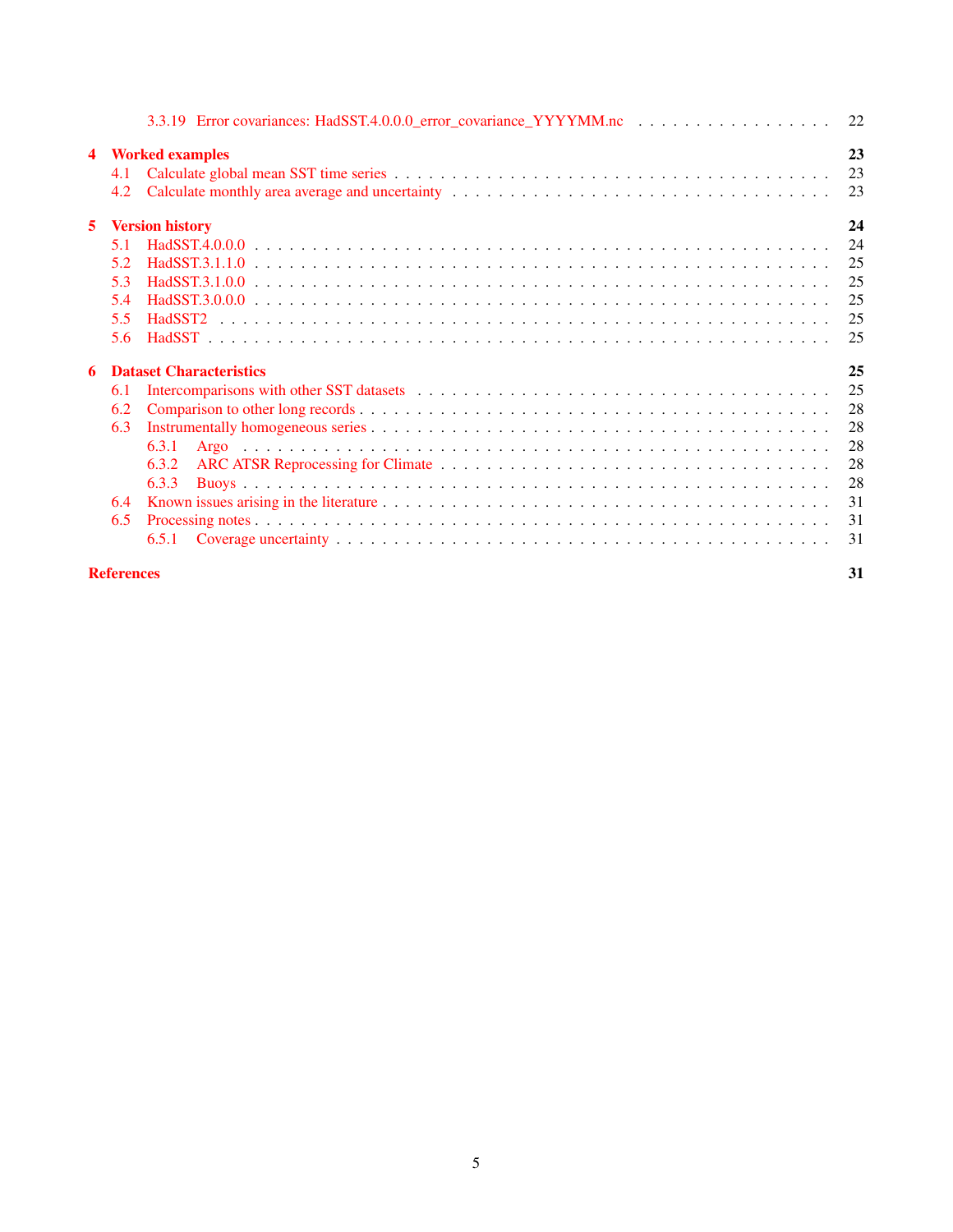3.3.19 Error covariances: HadSST.4.0.0.0_error_covariance_YYYYMM.nc . . . . . . . . . . . . . . . . . . 22

**4 Worked examples** **23**

4.1 Calculate global mean SST time series . . . . . . . . . . . . . . . . . . . . . . . . . . . . . . . . . . . . 23

4.2 Calculate monthly area average and uncertainty . . . . . . . . . . . . . . . . . . . . . . . . . . . . . . . 23

**5 Version history** **24**

5.1 HadSST.4.0.0.0 . . . . . . . . . . . . . . . . . . . . . . . . . . . . . . . . . . . . . . . . . . . . . . . 24

5.2 HadSST.3.1.1.0 . . . . . . . . . . . . . . . . . . . . . . . . . . . . . . . . . . . . . . . . . . . . . . . 25

5.3 HadSST.3.1.0.0 . . . . . . . . . . . . . . . . . . . . . . . . . . . . . . . . . . . . . . . . . . . . . . . 25

5.4 HadSST.3.0.0.0 . . . . . . . . . . . . . . . . . . . . . . . . . . . . . . . . . . . . . . . . . . . . . . . 25

5.5 HadSST2 . . . . . . . . . . . . . . . . . . . . . . . . . . . . . . . . . . . . . . . . . . . . . . . . . . 25

5.6 HadSST . . . . . . . . . . . . . . . . . . . . . . . . . . . . . . . . . . . . . . . . . . . . . . . . . . . 25

**6 Dataset Characteristics** **25**

6.1 Intercomparisons with other SST datasets . . . . . . . . . . . . . . . . . . . . . . . . . . . . . . . . . 25

6.2 Comparison to other long records . . . . . . . . . . . . . . . . . . . . . . . . . . . . . . . . . . . . . 28

6.3 Instrumentally homogeneous series . . . . . . . . . . . . . . . . . . . . . . . . . . . . . . . . . . . . 28

6.3.1 Argo . . . . . . . . . . . . . . . . . . . . . . . . . . . . . . . . . . . . . . . . . . . . . . . . . 28

6.3.2 ARC ATSR Reprocessing for Climate . . . . . . . . . . . . . . . . . . . . . . . . . . . . . . . 28

6.3.3 Buoys . . . . . . . . . . . . . . . . . . . . . . . . . . . . . . . . . . . . . . . . . . . . . . . . . 28

6.4 Known issues arising in the literature . . . . . . . . . . . . . . . . . . . . . . . . . . . . . . . . . . . 31

6.5 Processing notes . . . . . . . . . . . . . . . . . . . . . . . . . . . . . . . . . . . . . . . . . . . . . . 31

6.5.1 Coverage uncertainty . . . . . . . . . . . . . . . . . . . . . . . . . . . . . . . . . . . . . . . . 31

**References** **31**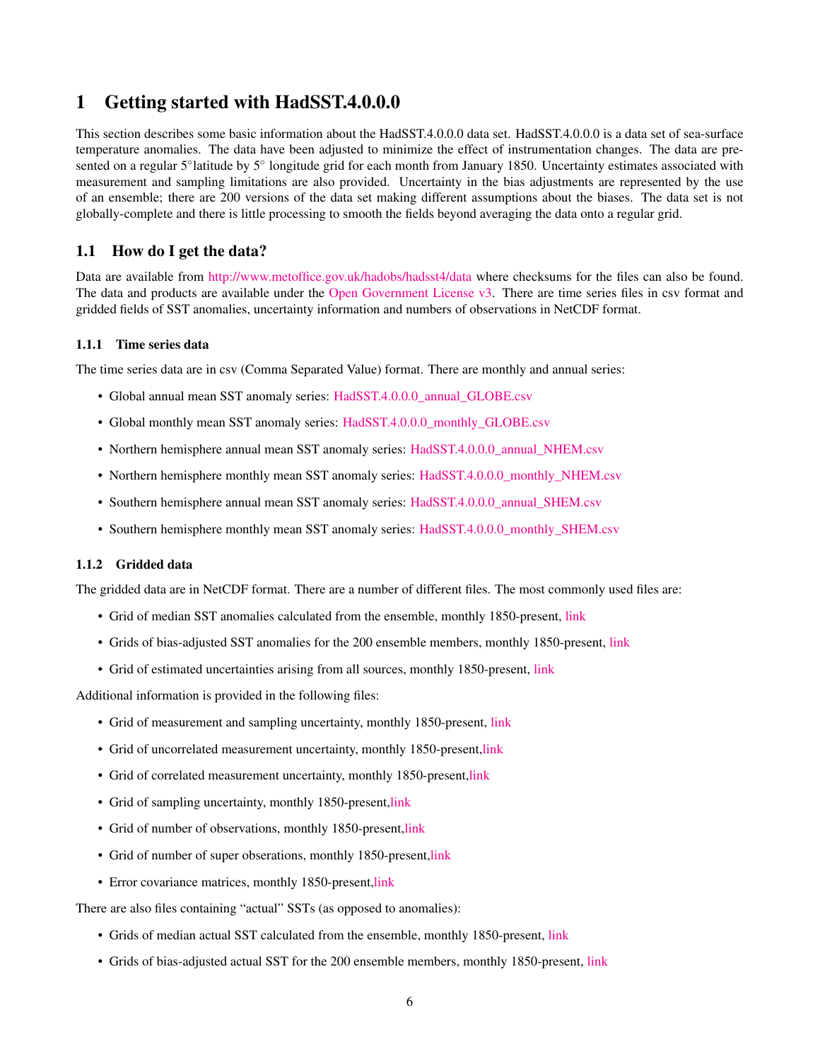# 1 Getting started with HadSST.4.0.0.0

This section describes some basic information about the HadSST.4.0.0.0 data set. HadSST.4.0.0.0 is a data set of sea-surface temperature anomalies. The data have been adjusted to minimize the effect of instrumentation changes. The data are presented on a regular 5°latitude by 5° longitude grid for each month from January 1850. Uncertainty estimates associated with measurement and sampling limitations are also provided. Uncertainty in the bias adjustments are represented by the use of an ensemble; there are 200 versions of the data set making different assumptions about the biases. The data set is not globally-complete and there is little processing to smooth the fields beyond averaging the data onto a regular grid.

## 1.1 How do I get the data?

Data are available from http://www.metoffice.gov.uk/hadobs/hadsst4/data where checksums for the files can also be found. The data and products are available under the Open Government License v3. There are time series files in csv format and gridded fields of SST anomalies, uncertainty information and numbers of observations in NetCDF format.

### 1.1.1 Time series data

The time series data are in csv (Comma Separated Value) format. There are monthly and annual series:

- Global annual mean SST anomaly series: HadSST.4.0.0.0_annual_GLOBE.csv
- Global monthly mean SST anomaly series: HadSST.4.0.0.0_monthly_GLOBE.csv
- Northern hemisphere annual mean SST anomaly series: HadSST.4.0.0.0_annual_NHEM.csv
- Northern hemisphere monthly mean SST anomaly series: HadSST.4.0.0.0_monthly_NHEM.csv
- Southern hemisphere annual mean SST anomaly series: HadSST.4.0.0.0_annual_SHEM.csv
- Southern hemisphere monthly mean SST anomaly series: HadSST.4.0.0.0_monthly_SHEM.csv

### 1.1.2 Gridded data

The gridded data are in NetCDF format. There are a number of different files. The most commonly used files are:

- Grid of median SST anomalies calculated from the ensemble, monthly 1850-present, link
- Grids of bias-adjusted SST anomalies for the 200 ensemble members, monthly 1850-present, link
- Grid of estimated uncertainties arising from all sources, monthly 1850-present, link

Additional information is provided in the following files:

- Grid of measurement and sampling uncertainty, monthly 1850-present, link
- Grid of uncorrelated measurement uncertainty, monthly 1850-present,link
- Grid of correlated measurement uncertainty, monthly 1850-present,link
- Grid of sampling uncertainty, monthly 1850-present,link
- Grid of number of observations, monthly 1850-present,link
- Grid of number of super obserations, monthly 1850-present,link
- Error covariance matrices, monthly 1850-present,link

There are also files containing "actual" SSTs (as opposed to anomalies):

- Grids of median actual SST calculated from the ensemble, monthly 1850-present, link
- Grids of bias-adjusted actual SST for the 200 ensemble members, monthly 1850-present, link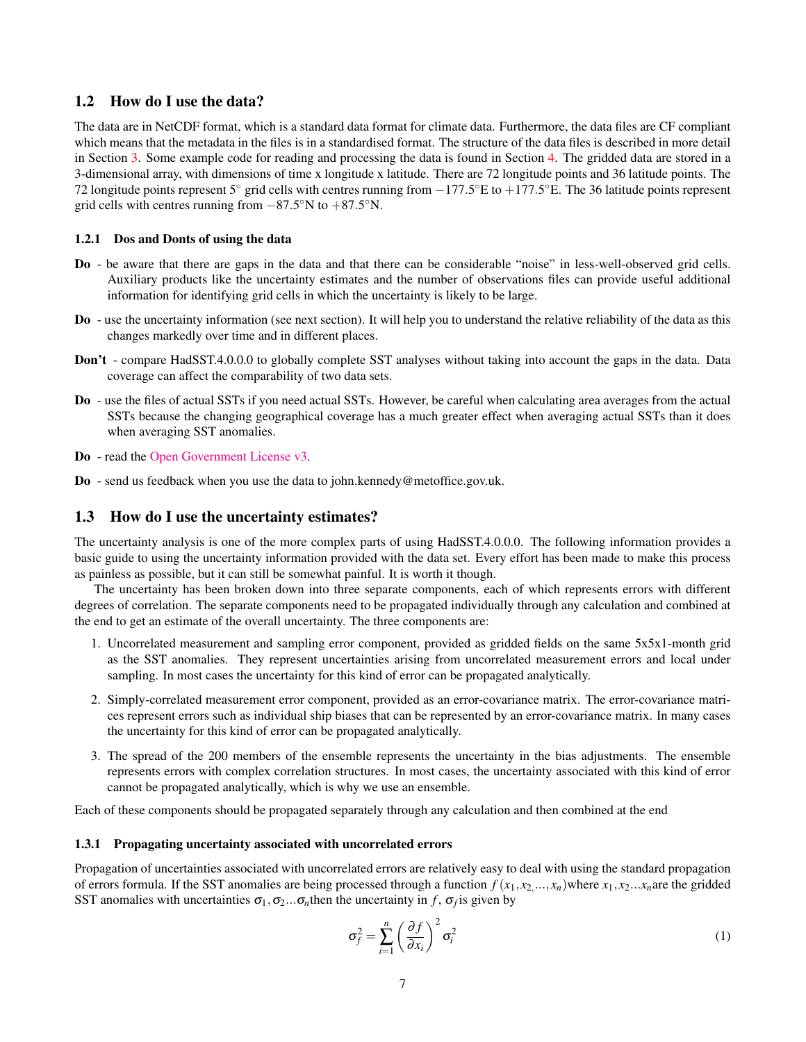## 1.2 How do I use the data?

The data are in NetCDF format, which is a standard data format for climate data. Furthermore, the data files are CF compliant which means that the metadata in the files is in a standardised format. The structure of the data files is described in more detail in Section 3. Some example code for reading and processing the data is found in Section 4. The gridded data are stored in a 3-dimensional array, with dimensions of time x longitude x latitude. There are 72 longitude points and 36 latitude points. The 72 longitude points represent 5° grid cells with centres running from −177.5°E to +177.5°E. The 36 latitude points represent grid cells with centres running from −87.5°N to +87.5°N.

### 1.2.1 Dos and Donts of using the data

**Do** - be aware that there are gaps in the data and that there can be considerable "noise" in less-well-observed grid cells. Auxiliary products like the uncertainty estimates and the number of observations files can provide useful additional information for identifying grid cells in which the uncertainty is likely to be large.

**Do** - use the uncertainty information (see next section). It will help you to understand the relative reliability of the data as this changes markedly over time and in different places.

**Don't** - compare HadSST.4.0.0.0 to globally complete SST analyses without taking into account the gaps in the data. Data coverage can affect the comparability of two data sets.

**Do** - use the files of actual SSTs if you need actual SSTs. However, be careful when calculating area averages from the actual SSTs because the changing geographical coverage has a much greater effect when averaging actual SSTs than it does when averaging SST anomalies.

**Do** - read the Open Government License v3.

**Do** - send us feedback when you use the data to john.kennedy@metoffice.gov.uk.

## 1.3 How do I use the uncertainty estimates?

The uncertainty analysis is one of the more complex parts of using HadSST.4.0.0.0. The following information provides a basic guide to using the uncertainty information provided with the data set. Every effort has been made to make this process as painless as possible, but it can still be somewhat painful. It is worth it though.

The uncertainty has been broken down into three separate components, each of which represents errors with different degrees of correlation. The separate components need to be propagated individually through any calculation and combined at the end to get an estimate of the overall uncertainty. The three components are:

1. Uncorrelated measurement and sampling error component, provided as gridded fields on the same 5x5x1-month grid as the SST anomalies. They represent uncertainties arising from uncorrelated measurement errors and local under sampling. In most cases the uncertainty for this kind of error can be propagated analytically.
2. Simply-correlated measurement error component, provided as an error-covariance matrix. The error-covariance matrices represent errors such as individual ship biases that can be represented by an error-covariance matrix. In many cases the uncertainty for this kind of error can be propagated analytically.
3. The spread of the 200 members of the ensemble represents the uncertainty in the bias adjustments. The ensemble represents errors with complex correlation structures. In most cases, the uncertainty associated with this kind of error cannot be propagated analytically, which is why we use an ensemble.

Each of these components should be propagated separately through any calculation and then combined at the end

### 1.3.1 Propagating uncertainty associated with uncorrelated errors

Propagation of uncertainties associated with uncorrelated errors are relatively easy to deal with using the standard propagation of errors formula. If the SST anomalies are being processed through a function $f(x_1, x_2, ..., x_n)$ where $x_1, x_2 ... x_n$ are the gridded SST anomalies with uncertainties $\sigma_1, \sigma_2 ... \sigma_n$ then the uncertainty in $f$, $\sigma_f$ is given by

$$\sigma_f^2 = \sum_{i=1}^{n} \left( \frac{\partial f}{\partial x_i} \right)^2 \sigma_i^2 \tag{1}$$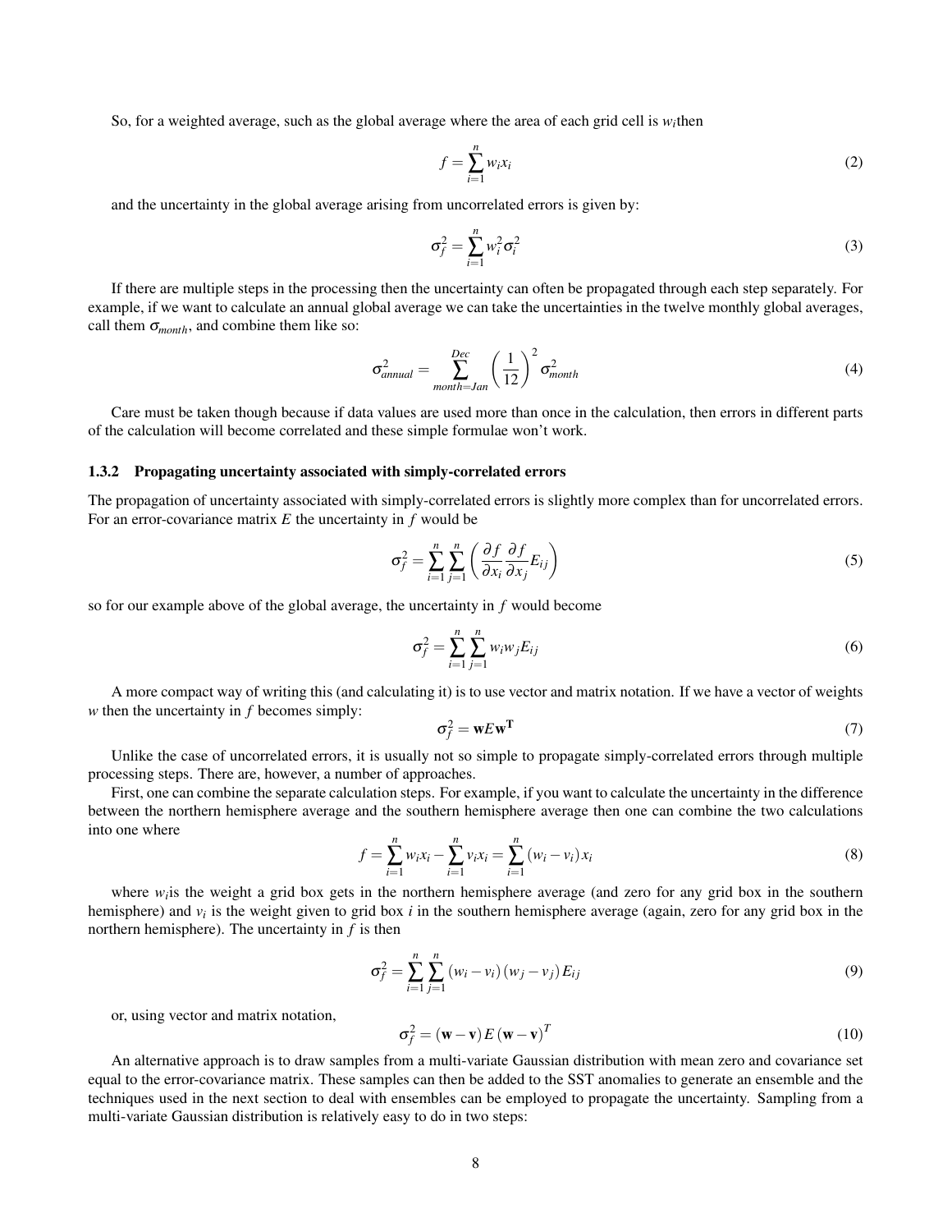So, for a weighted average, such as the global average where the area of each grid cell is $w_i$then

$$f = \sum_{i=1}^{n} w_i x_i \tag{2}$$

and the uncertainty in the global average arising from uncorrelated errors is given by:

$$\sigma_f^2 = \sum_{i=1}^{n} w_i^2 \sigma_i^2 \tag{3}$$

If there are multiple steps in the processing then the uncertainty can often be propagated through each step separately. For example, if we want to calculate an annual global average we can take the uncertainties in the twelve monthly global averages, call them $\sigma_{month}$, and combine them like so:

$$\sigma_{annual}^2 = \sum_{month=Jan}^{Dec} \left(\frac{1}{12}\right)^2 \sigma_{month}^2 \tag{4}$$

Care must be taken though because if data values are used more than once in the calculation, then errors in different parts of the calculation will become correlated and these simple formulae won't work.

### 1.3.2 Propagating uncertainty associated with simply-correlated errors

The propagation of uncertainty associated with simply-correlated errors is slightly more complex than for uncorrelated errors. For an error-covariance matrix $E$ the uncertainty in $f$ would be

$$\sigma_f^2 = \sum_{i=1}^{n} \sum_{j=1}^{n} \left( \frac{\partial f}{\partial x_i} \frac{\partial f}{\partial x_j} E_{ij} \right) \tag{5}$$

so for our example above of the global average, the uncertainty in $f$ would become

$$\sigma_f^2 = \sum_{i=1}^{n} \sum_{j=1}^{n} w_i w_j E_{ij} \tag{6}$$

A more compact way of writing this (and calculating it) is to use vector and matrix notation. If we have a vector of weights $w$ then the uncertainty in $f$ becomes simply:

$$\sigma_f^2 = \mathbf{w} E \mathbf{w}^{\mathbf{T}} \tag{7}$$

Unlike the case of uncorrelated errors, it is usually not so simple to propagate simply-correlated errors through multiple processing steps. There are, however, a number of approaches.

First, one can combine the separate calculation steps. For example, if you want to calculate the uncertainty in the difference between the northern hemisphere average and the southern hemisphere average then one can combine the two calculations into one where

$$f = \sum_{i=1}^{n} w_i x_i - \sum_{i=1}^{n} v_i x_i = \sum_{i=1}^{n} (w_i - v_i) x_i \tag{8}$$

where $w_i$is the weight a grid box gets in the northern hemisphere average (and zero for any grid box in the southern hemisphere) and $v_i$ is the weight given to grid box $i$ in the southern hemisphere average (again, zero for any grid box in the northern hemisphere). The uncertainty in $f$ is then

$$\sigma_f^2 = \sum_{i=1}^{n} \sum_{j=1}^{n} (w_i - v_i)(w_j - v_j) E_{ij} \tag{9}$$

or, using vector and matrix notation,

$$\sigma_f^2 = (\mathbf{w} - \mathbf{v}) E (\mathbf{w} - \mathbf{v})^T \tag{10}$$

An alternative approach is to draw samples from a multi-variate Gaussian distribution with mean zero and covariance set equal to the error-covariance matrix. These samples can then be added to the SST anomalies to generate an ensemble and the techniques used in the next section to deal with ensembles can be employed to propagate the uncertainty. Sampling from a multi-variate Gaussian distribution is relatively easy to do in two steps: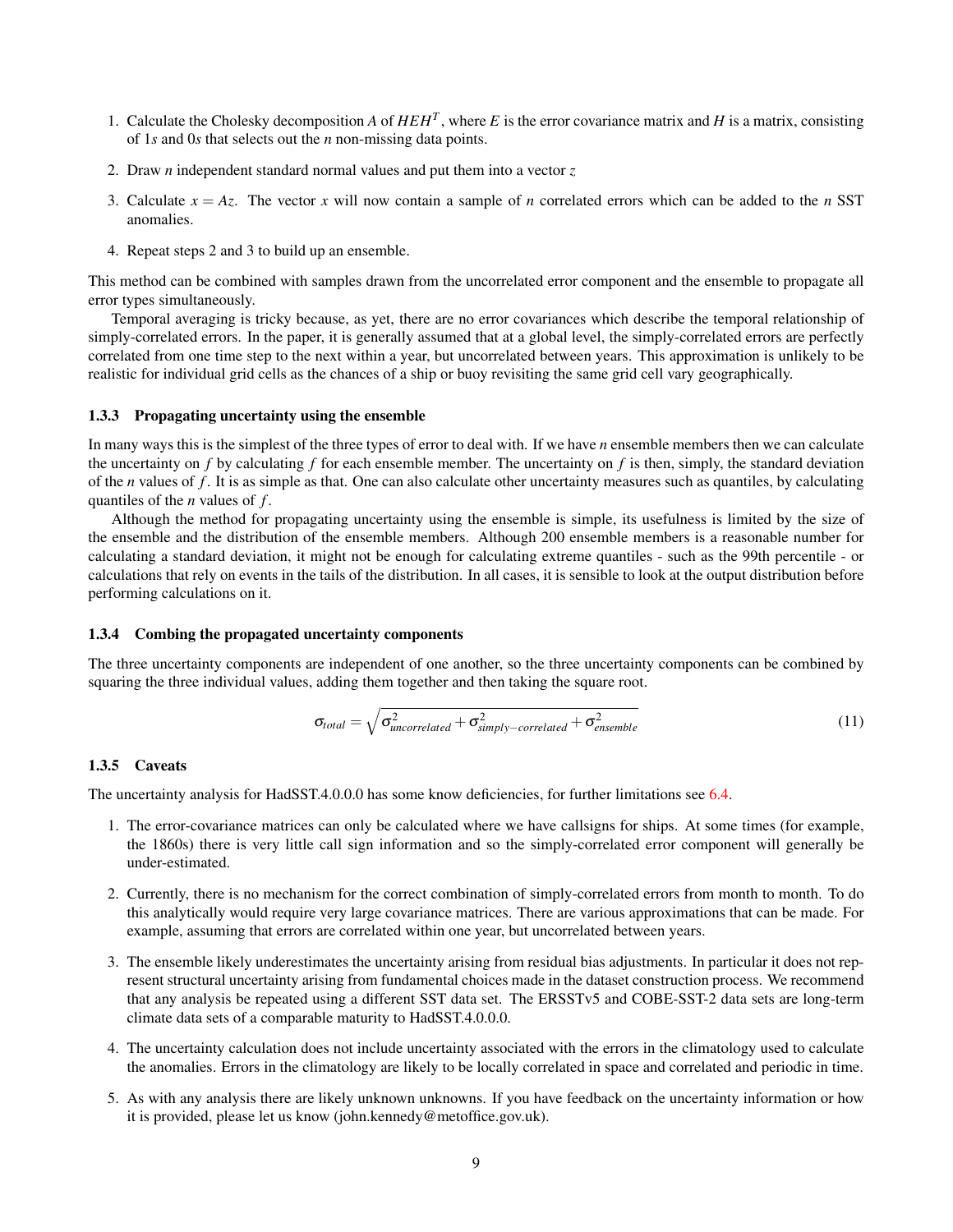1. Calculate the Cholesky decomposition $A$ of $HEH^T$, where $E$ is the error covariance matrix and $H$ is a matrix, consisting of 1*s* and 0*s* that selects out the $n$ non-missing data points.

2. Draw $n$ independent standard normal values and put them into a vector $z$

3. Calculate $x = Az$. The vector $x$ will now contain a sample of $n$ correlated errors which can be added to the $n$ SST anomalies.

4. Repeat steps 2 and 3 to build up an ensemble.

This method can be combined with samples drawn from the uncorrelated error component and the ensemble to propagate all error types simultaneously.

Temporal averaging is tricky because, as yet, there are no error covariances which describe the temporal relationship of simply-correlated errors. In the paper, it is generally assumed that at a global level, the simply-correlated errors are perfectly correlated from one time step to the next within a year, but uncorrelated between years. This approximation is unlikely to be realistic for individual grid cells as the chances of a ship or buoy revisiting the same grid cell vary geographically.

### 1.3.3 Propagating uncertainty using the ensemble

In many ways this is the simplest of the three types of error to deal with. If we have $n$ ensemble members then we can calculate the uncertainty on $f$ by calculating $f$ for each ensemble member. The uncertainty on $f$ is then, simply, the standard deviation of the $n$ values of $f$. It is as simple as that. One can also calculate other uncertainty measures such as quantiles, by calculating quantiles of the $n$ values of $f$.

Although the method for propagating uncertainty using the ensemble is simple, its usefulness is limited by the size of the ensemble and the distribution of the ensemble members. Although 200 ensemble members is a reasonable number for calculating a standard deviation, it might not be enough for calculating extreme quantiles - such as the 99th percentile - or calculations that rely on events in the tails of the distribution. In all cases, it is sensible to look at the output distribution before performing calculations on it.

### 1.3.4 Combing the propagated uncertainty components

The three uncertainty components are independent of one another, so the three uncertainty components can be combined by squaring the three individual values, adding them together and then taking the square root.

$$\sigma_{total} = \sqrt{\sigma^2_{uncorrelated} + \sigma^2_{simply-correlated} + \sigma^2_{ensemble}} \tag{11}$$

### 1.3.5 Caveats

The uncertainty analysis for HadSST.4.0.0.0 has some know deficiencies, for further limitations see 6.4.

1. The error-covariance matrices can only be calculated where we have callsigns for ships. At some times (for example, the 1860s) there is very little call sign information and so the simply-correlated error component will generally be under-estimated.

2. Currently, there is no mechanism for the correct combination of simply-correlated errors from month to month. To do this analytically would require very large covariance matrices. There are various approximations that can be made. For example, assuming that errors are correlated within one year, but uncorrelated between years.

3. The ensemble likely underestimates the uncertainty arising from residual bias adjustments. In particular it does not represent structural uncertainty arising from fundamental choices made in the dataset construction process. We recommend that any analysis be repeated using a different SST data set. The ERSSTv5 and COBE-SST-2 data sets are long-term climate data sets of a comparable maturity to HadSST.4.0.0.0.

4. The uncertainty calculation does not include uncertainty associated with the errors in the climatology used to calculate the anomalies. Errors in the climatology are likely to be locally correlated in space and correlated and periodic in time.

5. As with any analysis there are likely unknown unknowns. If you have feedback on the uncertainty information or how it is provided, please let us know (john.kennedy@metoffice.gov.uk).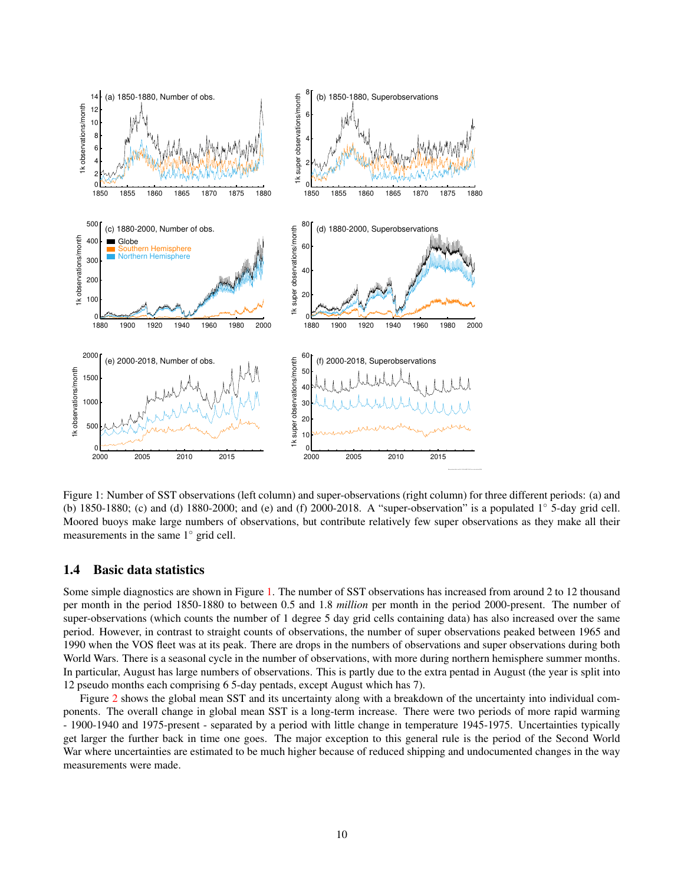Figure 1: Number of SST observations (left column) and super-observations (right column) for three different periods: (a) and (b) 1850-1880; (c) and (d) 1880-2000; and (e) and (f) 2000-2018. A "super-observation" is a populated 1° 5-day grid cell. Moored buoys make large numbers of observations, but contribute relatively few super observations as they make all their measurements in the same 1° grid cell.

### 1.4 Basic data statistics

Some simple diagnostics are shown in Figure 1. The number of SST observations has increased from around 2 to 12 thousand per month in the period 1850-1880 to between 0.5 and 1.8 *million* per month in the period 2000-present. The number of super-observations (which counts the number of 1 degree 5 day grid cells containing data) has also increased over the same period. However, in contrast to straight counts of observations, the number of super observations peaked between 1965 and 1990 when the VOS fleet was at its peak. There are drops in the numbers of observations and super observations during both World Wars. There is a seasonal cycle in the number of observations, with more during northern hemisphere summer months. In particular, August has large numbers of observations. This is partly due to the extra pentad in August (the year is split into 12 pseudo months each comprising 6 5-day pentads, except August which has 7).

Figure 2 shows the global mean SST and its uncertainty along with a breakdown of the uncertainty into individual components. The overall change in global mean SST is a long-term increase. There were two periods of more rapid warming - 1900-1940 and 1975-present - separated by a period with little change in temperature 1945-1975. Uncertainties typically get larger the further back in time one goes. The major exception to this general rule is the period of the Second World War where uncertainties are estimated to be much higher because of reduced shipping and undocumented changes in the way measurements were made.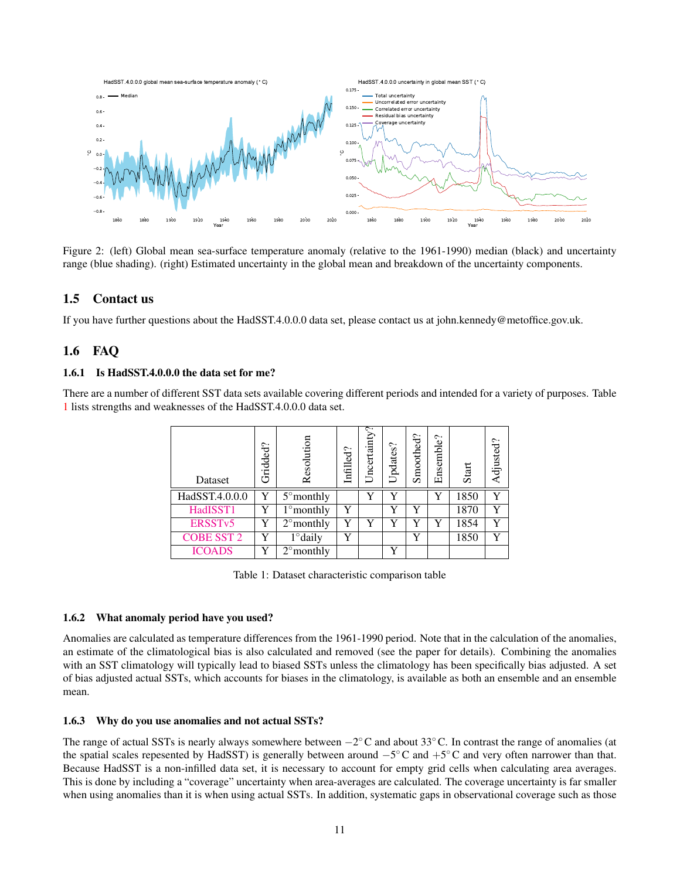Figure 2: (left) Global mean sea-surface temperature anomaly (relative to the 1961-1990) median (black) and uncertainty range (blue shading). (right) Estimated uncertainty in the global mean and breakdown of the uncertainty components.

## 1.5 Contact us

If you have further questions about the HadSST.4.0.0.0 data set, please contact us at john.kennedy@metoffice.gov.uk.

## 1.6 FAQ

### 1.6.1 Is HadSST.4.0.0.0 the data set for me?

There are a number of different SST data sets available covering different periods and intended for a variety of purposes. Table 1 lists strengths and weaknesses of the HadSST.4.0.0.0 data set.

| Dataset | Gridded? | Resolution | Infilled? | Uncertainty? | Updates? | Smoothed? | Ensemble? | Start | Adjusted? |
|---|---|---|---|---|---|---|---|---|---|
| HadSST.4.0.0.0 | Y | 5°monthly | | Y | Y | | Y | 1850 | Y |
| HadISST1 | Y | 1°monthly | Y | | Y | Y | | 1870 | Y |
| ERSSTv5 | Y | 2°monthly | Y | Y | Y | Y | Y | 1854 | Y |
| COBE SST 2 | Y | 1°daily | Y | | | Y | | 1850 | Y |
| ICOADS | Y | 2°monthly | | | Y | | | | |

Table 1: Dataset characteristic comparison table

### 1.6.2 What anomaly period have you used?

Anomalies are calculated as temperature differences from the 1961-1990 period. Note that in the calculation of the anomalies, an estimate of the climatological bias is also calculated and removed (see the paper for details). Combining the anomalies with an SST climatology will typically lead to biased SSTs unless the climatology has been specifically bias adjusted. A set of bias adjusted actual SSTs, which accounts for biases in the climatology, is available as both an ensemble and an ensemble mean.

### 1.6.3 Why do you use anomalies and not actual SSTs?

The range of actual SSTs is nearly always somewhere between $-2^\circ$C and about $33^\circ$C. In contrast the range of anomalies (at the spatial scales repesented by HadSST) is generally between around $-5^\circ$C and $+5^\circ$C and very often narrower than that. Because HadSST is a non-infilled data set, it is necessary to account for empty grid cells when calculating area averages. This is done by including a "coverage" uncertainty when area-averages are calculated. The coverage uncertainty is far smaller when using anomalies than it is when using actual SSTs. In addition, systematic gaps in observational coverage such as those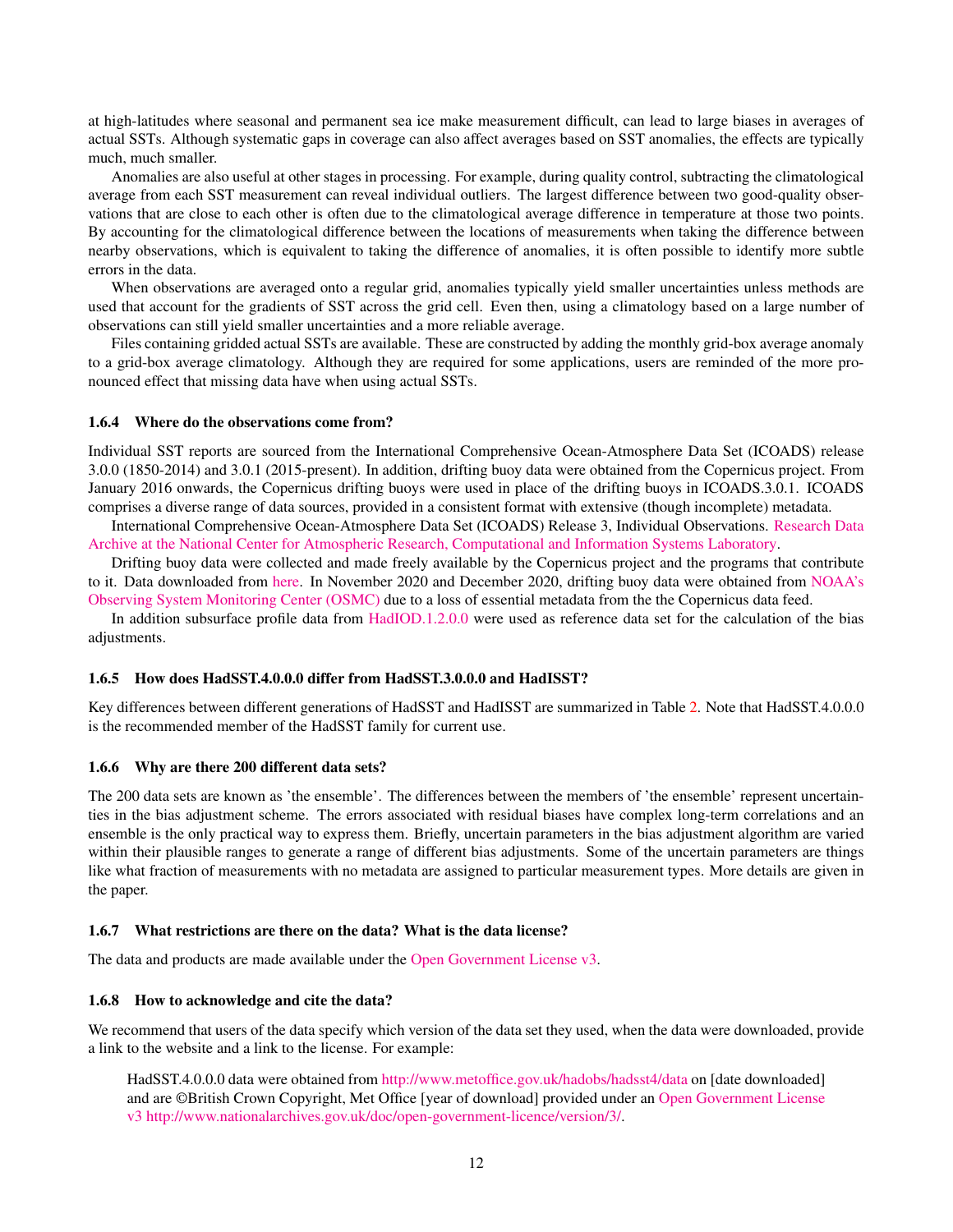at high-latitudes where seasonal and permanent sea ice make measurement difficult, can lead to large biases in averages of actual SSTs. Although systematic gaps in coverage can also affect averages based on SST anomalies, the effects are typically much, much smaller.

Anomalies are also useful at other stages in processing. For example, during quality control, subtracting the climatological average from each SST measurement can reveal individual outliers. The largest difference between two good-quality observations that are close to each other is often due to the climatological average difference in temperature at those two points. By accounting for the climatological difference between the locations of measurements when taking the difference between nearby observations, which is equivalent to taking the difference of anomalies, it is often possible to identify more subtle errors in the data.

When observations are averaged onto a regular grid, anomalies typically yield smaller uncertainties unless methods are used that account for the gradients of SST across the grid cell. Even then, using a climatology based on a large number of observations can still yield smaller uncertainties and a more reliable average.

Files containing gridded actual SSTs are available. These are constructed by adding the monthly grid-box average anomaly to a grid-box average climatology. Although they are required for some applications, users are reminded of the more pronounced effect that missing data have when using actual SSTs.

### 1.6.4 Where do the observations come from?

Individual SST reports are sourced from the International Comprehensive Ocean-Atmosphere Data Set (ICOADS) release 3.0.0 (1850-2014) and 3.0.1 (2015-present). In addition, drifting buoy data were obtained from the Copernicus project. From January 2016 onwards, the Copernicus drifting buoys were used in place of the drifting buoys in ICOADS.3.0.1. ICOADS comprises a diverse range of data sources, provided in a consistent format with extensive (though incomplete) metadata.

International Comprehensive Ocean-Atmosphere Data Set (ICOADS) Release 3, Individual Observations. Research Data Archive at the National Center for Atmospheric Research, Computational and Information Systems Laboratory.

Drifting buoy data were collected and made freely available by the Copernicus project and the programs that contribute to it. Data downloaded from here. In November 2020 and December 2020, drifting buoy data were obtained from NOAA's Observing System Monitoring Center (OSMC) due to a loss of essential metadata from the the Copernicus data feed.

In addition subsurface profile data from HadIOD.1.2.0.0 were used as reference data set for the calculation of the bias adjustments.

### 1.6.5 How does HadSST.4.0.0.0 differ from HadSST.3.0.0.0 and HadISST?

Key differences between different generations of HadSST and HadISST are summarized in Table 2. Note that HadSST.4.0.0.0 is the recommended member of the HadSST family for current use.

### 1.6.6 Why are there 200 different data sets?

The 200 data sets are known as 'the ensemble'. The differences between the members of 'the ensemble' represent uncertainties in the bias adjustment scheme. The errors associated with residual biases have complex long-term correlations and an ensemble is the only practical way to express them. Briefly, uncertain parameters in the bias adjustment algorithm are varied within their plausible ranges to generate a range of different bias adjustments. Some of the uncertain parameters are things like what fraction of measurements with no metadata are assigned to particular measurement types. More details are given in the paper.

### 1.6.7 What restrictions are there on the data? What is the data license?

The data and products are made available under the Open Government License v3.

### 1.6.8 How to acknowledge and cite the data?

We recommend that users of the data specify which version of the data set they used, when the data were downloaded, provide a link to the website and a link to the license. For example:

> HadSST.4.0.0.0 data were obtained from http://www.metoffice.gov.uk/hadobs/hadsst4/data on [date downloaded] and are ©British Crown Copyright, Met Office [year of download] provided under an Open Government License v3 http://www.nationalarchives.gov.uk/doc/open-government-licence/version/3/.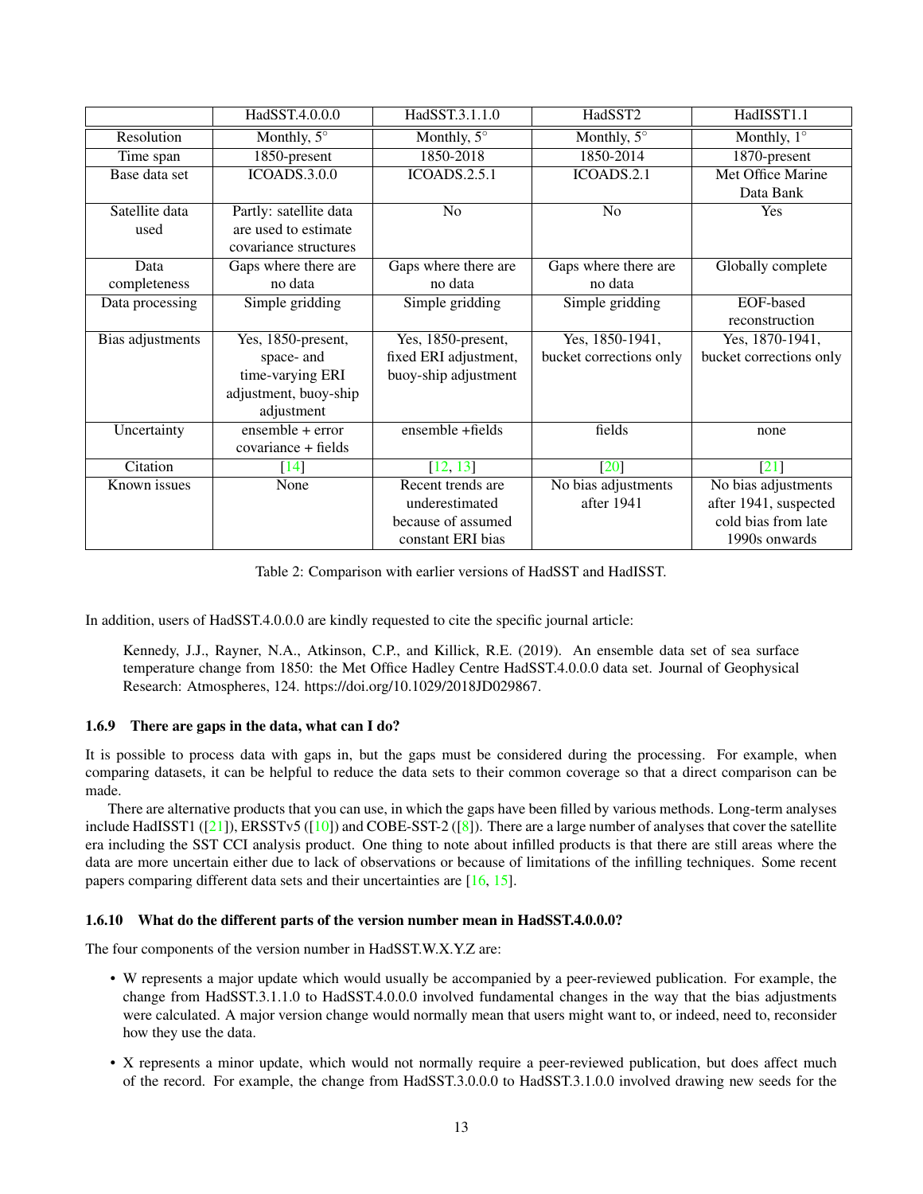| | HadSST.4.0.0.0 | HadSST.3.1.1.0 | HadSST2 | HadISST1.1 |
|---|---|---|---|---|
| Resolution | Monthly, 5° | Monthly, 5° | Monthly, 5° | Monthly, 1° |
| Time span | 1850-present | 1850-2018 | 1850-2014 | 1870-present |
| Base data set | ICOADS.3.0.0 | ICOADS.2.5.1 | ICOADS.2.1 | Met Office Marine Data Bank |
| Satellite data used | Partly: satellite data are used to estimate covariance structures | No | No | Yes |
| Data completeness | Gaps where there are no data | Gaps where there are no data | Gaps where there are no data | Globally complete |
| Data processing | Simple gridding | Simple gridding | Simple gridding | EOF-based reconstruction |
| Bias adjustments | Yes, 1850-present, space- and time-varying ERI adjustment, buoy-ship adjustment | Yes, 1850-present, fixed ERI adjustment, buoy-ship adjustment | Yes, 1850-1941, bucket corrections only | Yes, 1870-1941, bucket corrections only |
| Uncertainty | ensemble + error covariance + fields | ensemble +fields | fields | none |
| Citation | [14] | [12, 13] | [20] | [21] |
| Known issues | None | Recent trends are underestimated because of assumed constant ERI bias | No bias adjustments after 1941 | No bias adjustments after 1941, suspected cold bias from late 1990s onwards |

Table 2: Comparison with earlier versions of HadSST and HadISST.

In addition, users of HadSST.4.0.0.0 are kindly requested to cite the specific journal article:

> Kennedy, J.J., Rayner, N.A., Atkinson, C.P., and Killick, R.E. (2019). An ensemble data set of sea surface temperature change from 1850: the Met Office Hadley Centre HadSST.4.0.0.0 data set. Journal of Geophysical Research: Atmospheres, 124. https://doi.org/10.1029/2018JD029867.

### 1.6.9 There are gaps in the data, what can I do?

It is possible to process data with gaps in, but the gaps must be considered during the processing. For example, when comparing datasets, it can be helpful to reduce the data sets to their common coverage so that a direct comparison can be made.

There are alternative products that you can use, in which the gaps have been filled by various methods. Long-term analyses include HadISST1 ([21]), ERSSTv5 ([10]) and COBE-SST-2 ([8]). There are a large number of analyses that cover the satellite era including the SST CCI analysis product. One thing to note about infilled products is that there are still areas where the data are more uncertain either due to lack of observations or because of limitations of the infilling techniques. Some recent papers comparing different data sets and their uncertainties are [16, 15].

### 1.6.10 What do the different parts of the version number mean in HadSST.4.0.0.0?

The four components of the version number in HadSST.W.X.Y.Z are:

- W represents a major update which would usually be accompanied by a peer-reviewed publication. For example, the change from HadSST.3.1.1.0 to HadSST.4.0.0.0 involved fundamental changes in the way that the bias adjustments were calculated. A major version change would normally mean that users might want to, or indeed, need to, reconsider how they use the data.
- X represents a minor update, which would not normally require a peer-reviewed publication, but does affect much of the record. For example, the change from HadSST.3.0.0.0 to HadSST.3.1.0.0 involved drawing new seeds for the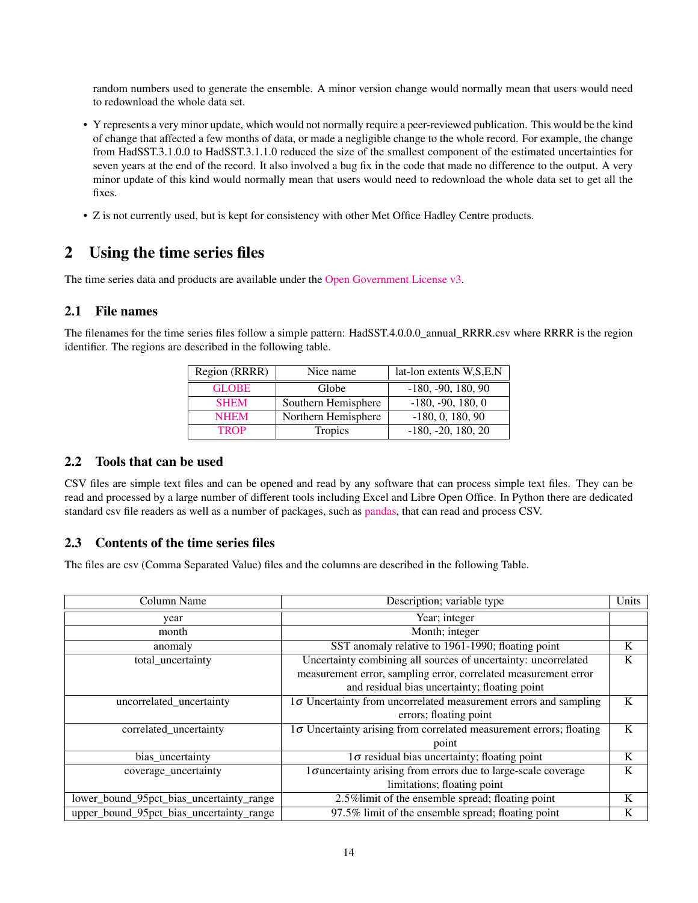random numbers used to generate the ensemble. A minor version change would normally mean that users would need to redownload the whole data set.

- Y represents a very minor update, which would not normally require a peer-reviewed publication. This would be the kind of change that affected a few months of data, or made a negligible change to the whole record. For example, the change from HadSST.3.1.0.0 to HadSST.3.1.1.0 reduced the size of the smallest component of the estimated uncertainties for seven years at the end of the record. It also involved a bug fix in the code that made no difference to the output. A very minor update of this kind would normally mean that users would need to redownload the whole data set to get all the fixes.

- Z is not currently used, but is kept for consistency with other Met Office Hadley Centre products.

## 2 Using the time series files

The time series data and products are available under the Open Government License v3.

### 2.1 File names

The filenames for the time series files follow a simple pattern: HadSST.4.0.0.0_annual_RRRR.csv where RRRR is the region identifier. The regions are described in the following table.

| Region (RRRR) | Nice name | lat-lon extents W,S,E,N |
|---|---|---|
| GLOBE | Globe | -180, -90, 180, 90 |
| SHEM | Southern Hemisphere | -180, -90, 180, 0 |
| NHEM | Northern Hemisphere | -180, 0, 180, 90 |
| TROP | Tropics | -180, -20, 180, 20 |

### 2.2 Tools that can be used

CSV files are simple text files and can be opened and read by any software that can process simple text files. They can be read and processed by a large number of different tools including Excel and Libre Open Office. In Python there are dedicated standard csv file readers as well as a number of packages, such as pandas, that can read and process CSV.

### 2.3 Contents of the time series files

The files are csv (Comma Separated Value) files and the columns are described in the following Table.

| Column Name | Description; variable type | Units |
|---|---|---|
| year | Year; integer | |
| month | Month; integer | |
| anomaly | SST anomaly relative to 1961-1990; floating point | K |
| total_uncertainty | Uncertainty combining all sources of uncertainty: uncorrelated measurement error, sampling error, correlated measurement error and residual bias uncertainty; floating point | K |
| uncorrelated_uncertainty | $1\sigma$ Uncertainty from uncorrelated measurement errors and sampling errors; floating point | K |
| correlated_uncertainty | $1\sigma$ Uncertainty arising from correlated measurement errors; floating point | K |
| bias_uncertainty | $1\sigma$ residual bias uncertainty; floating point | K |
| coverage_uncertainty | $1\sigma$uncertainty arising from errors due to large-scale coverage limitations; floating point | K |
| lower_bound_95pct_bias_uncertainty_range | 2.5%limit of the ensemble spread; floating point | K |
| upper_bound_95pct_bias_uncertainty_range | 97.5% limit of the ensemble spread; floating point | K |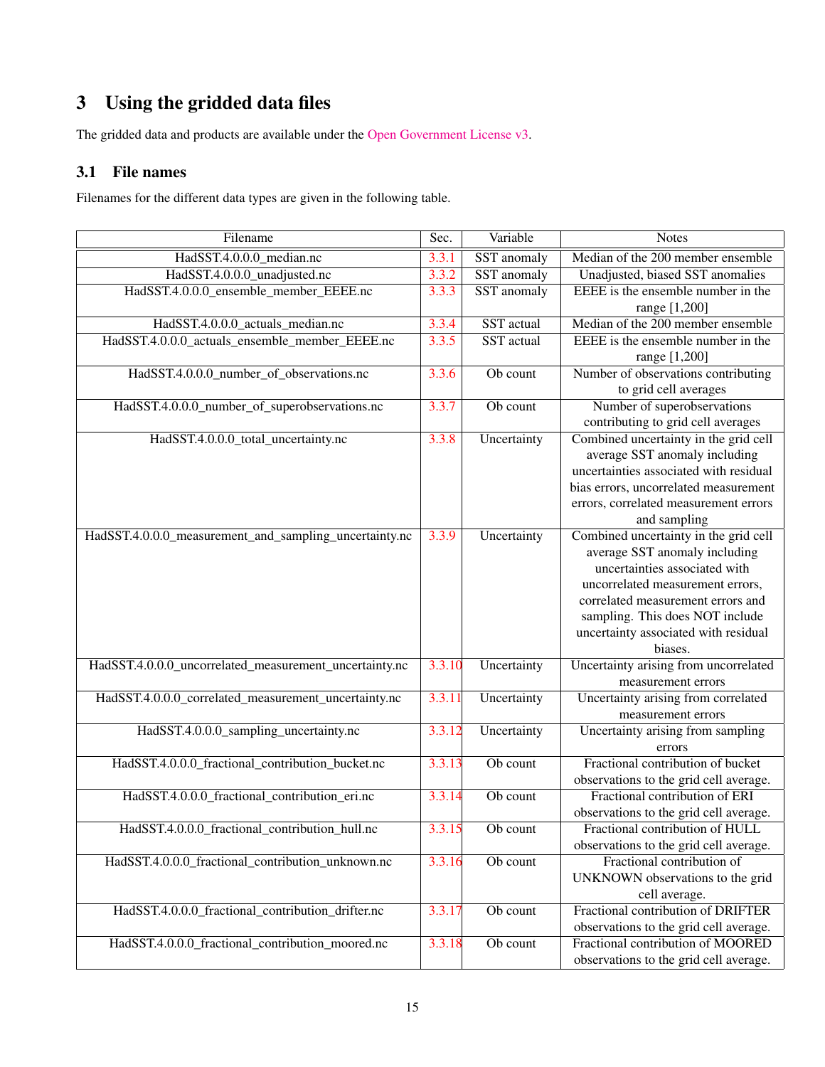# 3 Using the gridded data files

The gridded data and products are available under the Open Government License v3.

## 3.1 File names

Filenames for the different data types are given in the following table.

| Filename | Sec. | Variable | Notes |
|---|---|---|---|
| HadSST.4.0.0.0_median.nc | 3.3.1 | SST anomaly | Median of the 200 member ensemble |
| HadSST.4.0.0.0_unadjusted.nc | 3.3.2 | SST anomaly | Unadjusted, biased SST anomalies |
| HadSST.4.0.0.0_ensemble_member_EEEE.nc | 3.3.3 | SST anomaly | EEEE is the ensemble number in the range [1,200] |
| HadSST.4.0.0.0_actuals_median.nc | 3.3.4 | SST actual | Median of the 200 member ensemble |
| HadSST.4.0.0.0_actuals_ensemble_member_EEEE.nc | 3.3.5 | SST actual | EEEE is the ensemble number in the range [1,200] |
| HadSST.4.0.0.0_number_of_observations.nc | 3.3.6 | Ob count | Number of observations contributing to grid cell averages |
| HadSST.4.0.0.0_number_of_superobservations.nc | 3.3.7 | Ob count | Number of superobservations contributing to grid cell averages |
| HadSST.4.0.0.0_total_uncertainty.nc | 3.3.8 | Uncertainty | Combined uncertainty in the grid cell average SST anomaly including uncertainties associated with residual bias errors, uncorrelated measurement errors, correlated measurement errors and sampling |
| HadSST.4.0.0.0_measurement_and_sampling_uncertainty.nc | 3.3.9 | Uncertainty | Combined uncertainty in the grid cell average SST anomaly including uncertainties associated with uncorrelated measurement errors, correlated measurement errors and sampling. This does NOT include uncertainty associated with residual biases. |
| HadSST.4.0.0.0_uncorrelated_measurement_uncertainty.nc | 3.3.10 | Uncertainty | Uncertainty arising from uncorrelated measurement errors |
| HadSST.4.0.0.0_correlated_measurement_uncertainty.nc | 3.3.11 | Uncertainty | Uncertainty arising from correlated measurement errors |
| HadSST.4.0.0.0_sampling_uncertainty.nc | 3.3.12 | Uncertainty | Uncertainty arising from sampling errors |
| HadSST.4.0.0.0_fractional_contribution_bucket.nc | 3.3.13 | Ob count | Fractional contribution of bucket observations to the grid cell average. |
| HadSST.4.0.0.0_fractional_contribution_eri.nc | 3.3.14 | Ob count | Fractional contribution of ERI observations to the grid cell average. |
| HadSST.4.0.0.0_fractional_contribution_hull.nc | 3.3.15 | Ob count | Fractional contribution of HULL observations to the grid cell average. |
| HadSST.4.0.0.0_fractional_contribution_unknown.nc | 3.3.16 | Ob count | Fractional contribution of UNKNOWN observations to the grid cell average. |
| HadSST.4.0.0.0_fractional_contribution_drifter.nc | 3.3.17 | Ob count | Fractional contribution of DRIFTER observations to the grid cell average. |
| HadSST.4.0.0.0_fractional_contribution_moored.nc | 3.3.18 | Ob count | Fractional contribution of MOORED observations to the grid cell average. |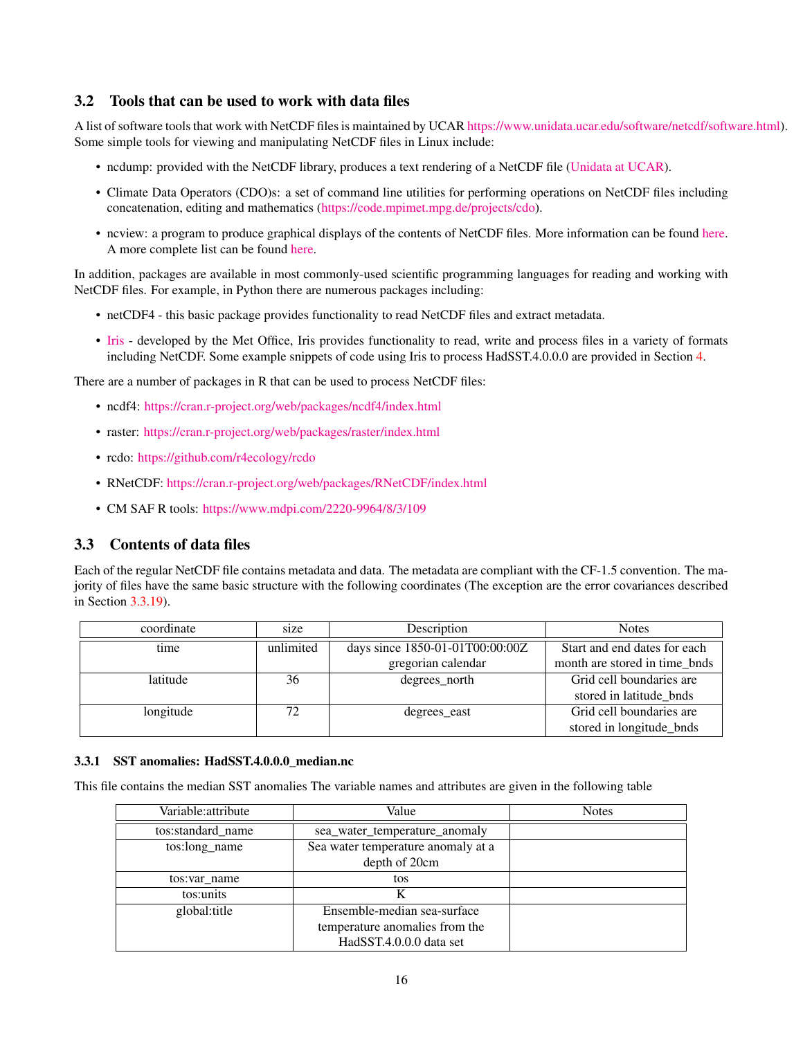## 3.2 Tools that can be used to work with data files

A list of software tools that work with NetCDF files is maintained by UCAR https://www.unidata.ucar.edu/software/netcdf/software.html). Some simple tools for viewing and manipulating NetCDF files in Linux include:

- ncdump: provided with the NetCDF library, produces a text rendering of a NetCDF file (Unidata at UCAR).
- Climate Data Operators (CDO)s: a set of command line utilities for performing operations on NetCDF files including concatenation, editing and mathematics (https://code.mpimet.mpg.de/projects/cdo).
- ncview: a program to produce graphical displays of the contents of NetCDF files. More information can be found here. A more complete list can be found here.

In addition, packages are available in most commonly-used scientific programming languages for reading and working with NetCDF files. For example, in Python there are numerous packages including:

- netCDF4 - this basic package provides functionality to read NetCDF files and extract metadata.
- Iris - developed by the Met Office, Iris provides functionality to read, write and process files in a variety of formats including NetCDF. Some example snippets of code using Iris to process HadSST.4.0.0.0 are provided in Section 4.

There are a number of packages in R that can be used to process NetCDF files:

- ncdf4: https://cran.r-project.org/web/packages/ncdf4/index.html
- raster: https://cran.r-project.org/web/packages/raster/index.html
- rcdo: https://github.com/r4ecology/rcdo
- RNetCDF: https://cran.r-project.org/web/packages/RNetCDF/index.html
- CM SAF R tools: https://www.mdpi.com/2220-9964/8/3/109

## 3.3 Contents of data files

Each of the regular NetCDF file contains metadata and data. The metadata are compliant with the CF-1.5 convention. The majority of files have the same basic structure with the following coordinates (The exception are the error covariances described in Section 3.3.19).

| coordinate | size | Description | Notes |
|---|---|---|---|
| time | unlimited | days since 1850-01-01T00:00:00Z gregorian calendar | Start and end dates for each month are stored in time_bnds |
| latitude | 36 | degrees_north | Grid cell boundaries are stored in latitude_bnds |
| longitude | 72 | degrees_east | Grid cell boundaries are stored in longitude_bnds |

### 3.3.1 SST anomalies: HadSST.4.0.0.0_median.nc

This file contains the median SST anomalies The variable names and attributes are given in the following table

| Variable:attribute | Value | Notes |
|---|---|---|
| tos:standard_name | sea_water_temperature_anomaly | |
| tos:long_name | Sea water temperature anomaly at a depth of 20cm | |
| tos:var_name | tos | |
| tos:units | K | |
| global:title | Ensemble-median sea-surface temperature anomalies from the HadSST.4.0.0.0 data set | |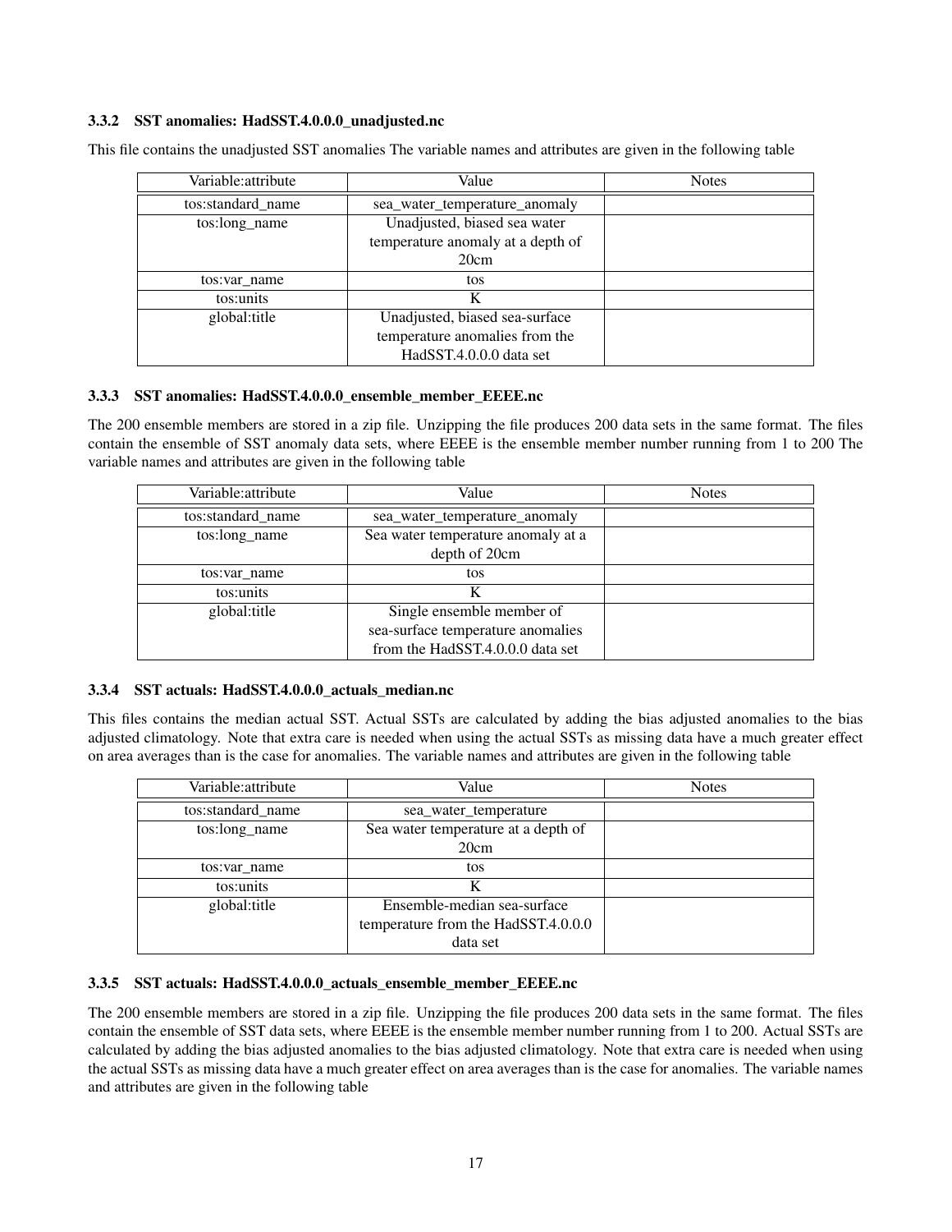### 3.3.2 SST anomalies: HadSST.4.0.0.0_unadjusted.nc

This file contains the unadjusted SST anomalies The variable names and attributes are given in the following table

| Variable:attribute | Value | Notes |
|---|---|---|
| tos:standard_name | sea_water_temperature_anomaly | |
| tos:long_name | Unadjusted, biased sea water temperature anomaly at a depth of 20cm | |
| tos:var_name | tos | |
| tos:units | K | |
| global:title | Unadjusted, biased sea-surface temperature anomalies from the HadSST.4.0.0.0 data set | |

### 3.3.3 SST anomalies: HadSST.4.0.0.0_ensemble_member_EEEE.nc

The 200 ensemble members are stored in a zip file. Unzipping the file produces 200 data sets in the same format. The files contain the ensemble of SST anomaly data sets, where EEEE is the ensemble member number running from 1 to 200 The variable names and attributes are given in the following table

| Variable:attribute | Value | Notes |
|---|---|---|
| tos:standard_name | sea_water_temperature_anomaly | |
| tos:long_name | Sea water temperature anomaly at a depth of 20cm | |
| tos:var_name | tos | |
| tos:units | K | |
| global:title | Single ensemble member of sea-surface temperature anomalies from the HadSST.4.0.0.0 data set | |

### 3.3.4 SST actuals: HadSST.4.0.0.0_actuals_median.nc

This files contains the median actual SST. Actual SSTs are calculated by adding the bias adjusted anomalies to the bias adjusted climatology. Note that extra care is needed when using the actual SSTs as missing data have a much greater effect on area averages than is the case for anomalies. The variable names and attributes are given in the following table

| Variable:attribute | Value | Notes |
|---|---|---|
| tos:standard_name | sea_water_temperature | |
| tos:long_name | Sea water temperature at a depth of 20cm | |
| tos:var_name | tos | |
| tos:units | K | |
| global:title | Ensemble-median sea-surface temperature from the HadSST.4.0.0.0 data set | |

### 3.3.5 SST actuals: HadSST.4.0.0.0_actuals_ensemble_member_EEEE.nc

The 200 ensemble members are stored in a zip file. Unzipping the file produces 200 data sets in the same format. The files contain the ensemble of SST data sets, where EEEE is the ensemble member number running from 1 to 200. Actual SSTs are calculated by adding the bias adjusted anomalies to the bias adjusted climatology. Note that extra care is needed when using the actual SSTs as missing data have a much greater effect on area averages than is the case for anomalies. The variable names and attributes are given in the following table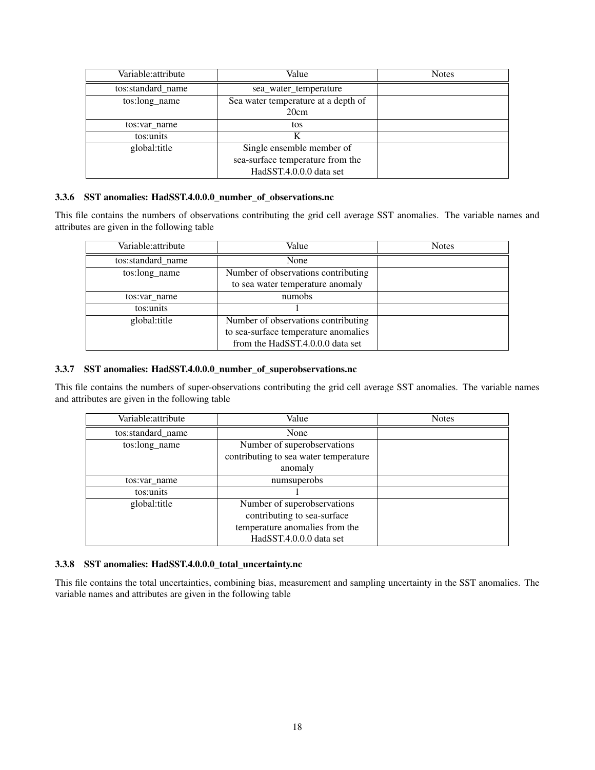| Variable:attribute | Value | Notes |
| --- | --- | --- |
| tos:standard_name | sea_water_temperature | |
| tos:long_name | Sea water temperature at a depth of 20cm | |
| tos:var_name | tos | |
| tos:units | K | |
| global:title | Single ensemble member of sea-surface temperature from the HadSST.4.0.0.0 data set | |

### 3.3.6 SST anomalies: HadSST.4.0.0.0_number_of_observations.nc

This file contains the numbers of observations contributing the grid cell average SST anomalies. The variable names and attributes are given in the following table

| Variable:attribute | Value | Notes |
| --- | --- | --- |
| tos:standard_name | None | |
| tos:long_name | Number of observations contributing to sea water temperature anomaly | |
| tos:var_name | numobs | |
| tos:units | 1 | |
| global:title | Number of observations contributing to sea-surface temperature anomalies from the HadSST.4.0.0.0 data set | |

### 3.3.7 SST anomalies: HadSST.4.0.0.0_number_of_superobservations.nc

This file contains the numbers of super-observations contributing the grid cell average SST anomalies. The variable names and attributes are given in the following table

| Variable:attribute | Value | Notes |
| --- | --- | --- |
| tos:standard_name | None | |
| tos:long_name | Number of superobservations contributing to sea water temperature anomaly | |
| tos:var_name | numsuperobs | |
| tos:units | 1 | |
| global:title | Number of superobservations contributing to sea-surface temperature anomalies from the HadSST.4.0.0.0 data set | |

### 3.3.8 SST anomalies: HadSST.4.0.0.0_total_uncertainty.nc

This file contains the total uncertainties, combining bias, measurement and sampling uncertainty in the SST anomalies. The variable names and attributes are given in the following table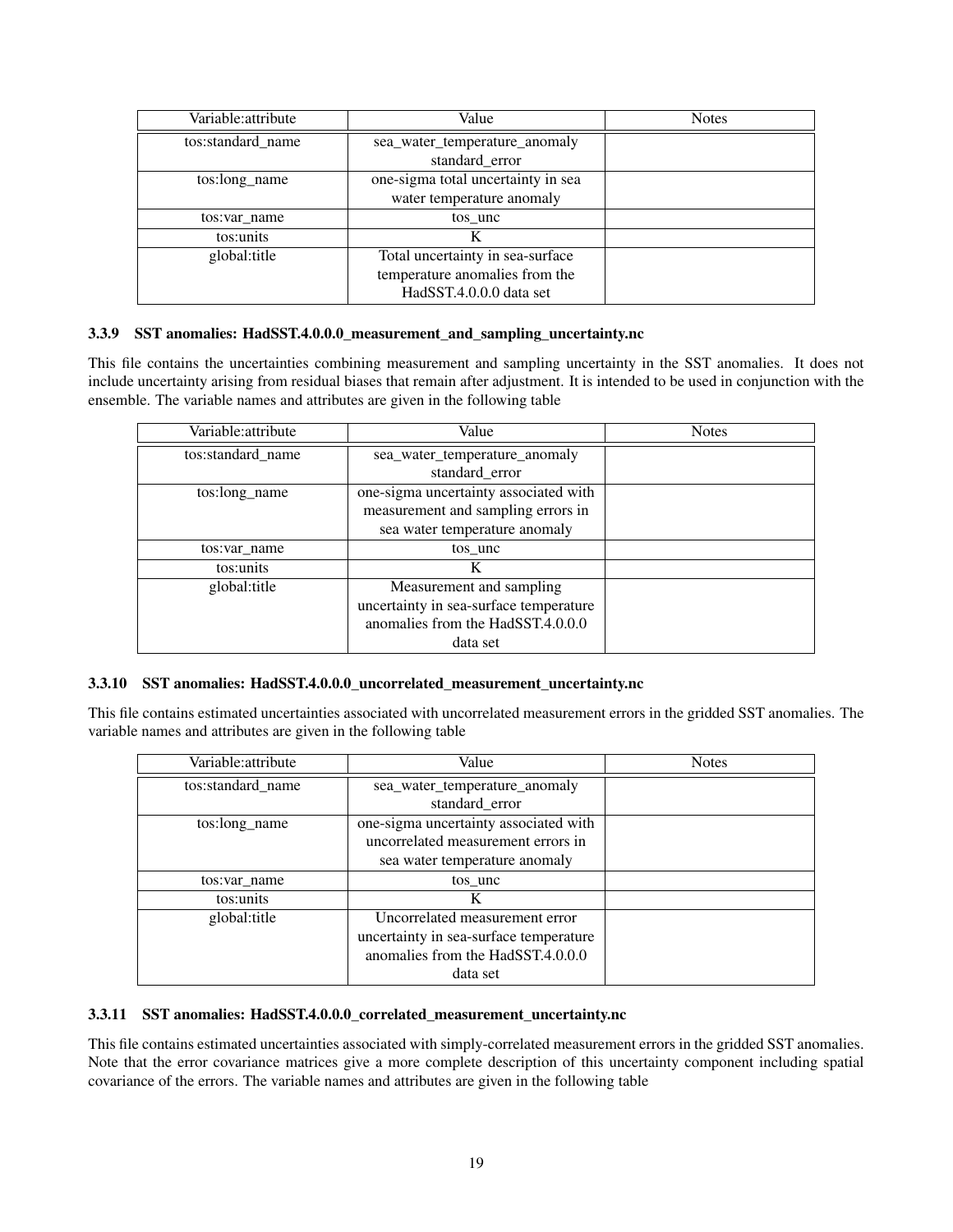| Variable:attribute | Value | Notes |
| --- | --- | --- |
| tos:standard_name | sea_water_temperature_anomaly standard_error | |
| tos:long_name | one-sigma total uncertainty in sea water temperature anomaly | |
| tos:var_name | tos_unc | |
| tos:units | K | |
| global:title | Total uncertainty in sea-surface temperature anomalies from the HadSST.4.0.0.0 data set | |

### 3.3.9 SST anomalies: HadSST.4.0.0.0_measurement_and_sampling_uncertainty.nc

This file contains the uncertainties combining measurement and sampling uncertainty in the SST anomalies. It does not include uncertainty arising from residual biases that remain after adjustment. It is intended to be used in conjunction with the ensemble. The variable names and attributes are given in the following table

| Variable:attribute | Value | Notes |
| --- | --- | --- |
| tos:standard_name | sea_water_temperature_anomaly standard_error | |
| tos:long_name | one-sigma uncertainty associated with measurement and sampling errors in sea water temperature anomaly | |
| tos:var_name | tos_unc | |
| tos:units | K | |
| global:title | Measurement and sampling uncertainty in sea-surface temperature anomalies from the HadSST.4.0.0.0 data set | |

### 3.3.10 SST anomalies: HadSST.4.0.0.0_uncorrelated_measurement_uncertainty.nc

This file contains estimated uncertainties associated with uncorrelated measurement errors in the gridded SST anomalies. The variable names and attributes are given in the following table

| Variable:attribute | Value | Notes |
| --- | --- | --- |
| tos:standard_name | sea_water_temperature_anomaly standard_error | |
| tos:long_name | one-sigma uncertainty associated with uncorrelated measurement errors in sea water temperature anomaly | |
| tos:var_name | tos_unc | |
| tos:units | K | |
| global:title | Uncorrelated measurement error uncertainty in sea-surface temperature anomalies from the HadSST.4.0.0.0 data set | |

### 3.3.11 SST anomalies: HadSST.4.0.0.0_correlated_measurement_uncertainty.nc

This file contains estimated uncertainties associated with simply-correlated measurement errors in the gridded SST anomalies. Note that the error covariance matrices give a more complete description of this uncertainty component including spatial covariance of the errors. The variable names and attributes are given in the following table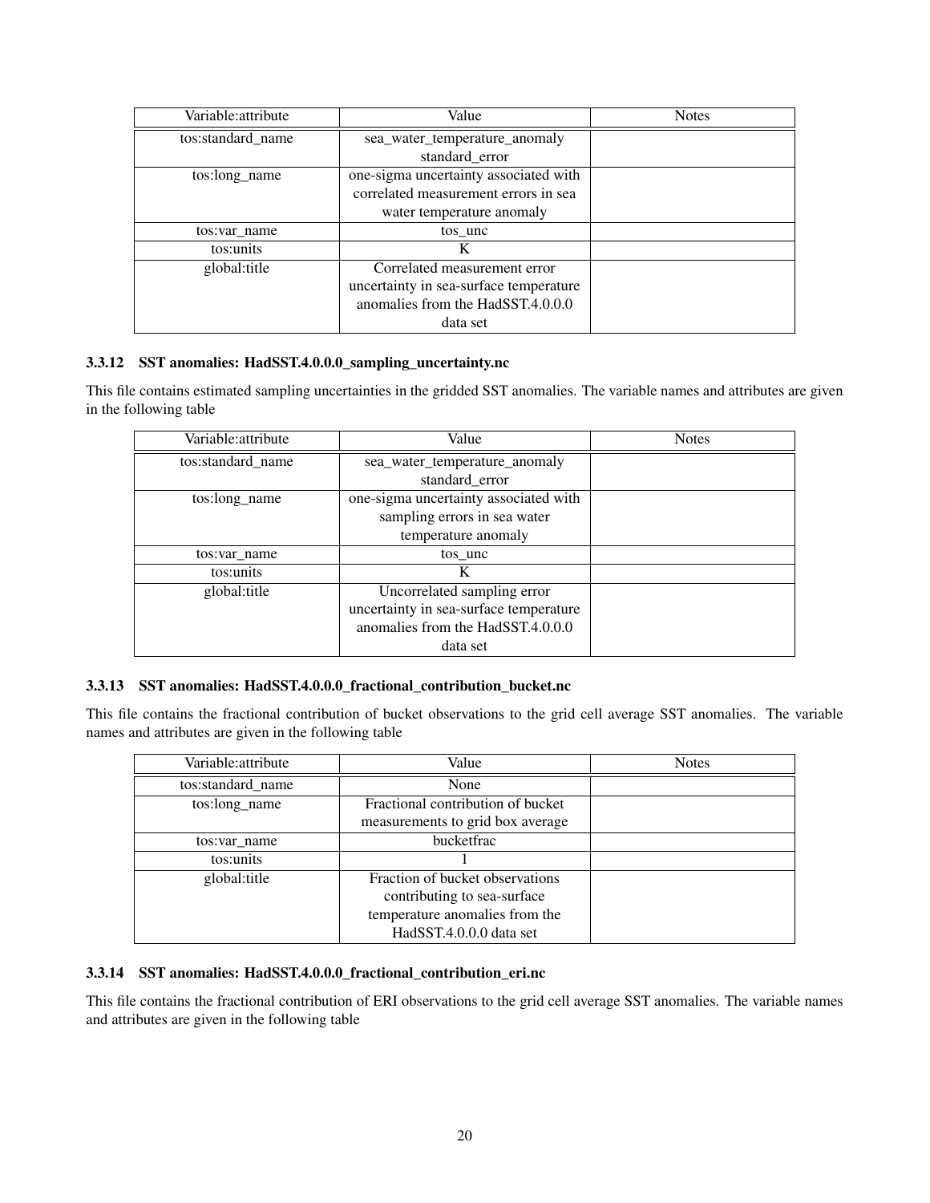| Variable:attribute | Value | Notes |
| --- | --- | --- |
| tos:standard_name | sea_water_temperature_anomaly standard_error | |
| tos:long_name | one-sigma uncertainty associated with correlated measurement errors in sea water temperature anomaly | |
| tos:var_name | tos_unc | |
| tos:units | K | |
| global:title | Correlated measurement error uncertainty in sea-surface temperature anomalies from the HadSST.4.0.0.0 data set | |

### 3.3.12 SST anomalies: HadSST.4.0.0.0_sampling_uncertainty.nc

This file contains estimated sampling uncertainties in the gridded SST anomalies. The variable names and attributes are given in the following table

| Variable:attribute | Value | Notes |
| --- | --- | --- |
| tos:standard_name | sea_water_temperature_anomaly standard_error | |
| tos:long_name | one-sigma uncertainty associated with sampling errors in sea water temperature anomaly | |
| tos:var_name | tos_unc | |
| tos:units | K | |
| global:title | Uncorrelated sampling error uncertainty in sea-surface temperature anomalies from the HadSST.4.0.0.0 data set | |

### 3.3.13 SST anomalies: HadSST.4.0.0.0_fractional_contribution_bucket.nc

This file contains the fractional contribution of bucket observations to the grid cell average SST anomalies. The variable names and attributes are given in the following table

| Variable:attribute | Value | Notes |
| --- | --- | --- |
| tos:standard_name | None | |
| tos:long_name | Fractional contribution of bucket measurements to grid box average | |
| tos:var_name | bucketfrac | |
| tos:units | 1 | |
| global:title | Fraction of bucket observations contributing to sea-surface temperature anomalies from the HadSST.4.0.0.0 data set | |

### 3.3.14 SST anomalies: HadSST.4.0.0.0_fractional_contribution_eri.nc

This file contains the fractional contribution of ERI observations to the grid cell average SST anomalies. The variable names and attributes are given in the following table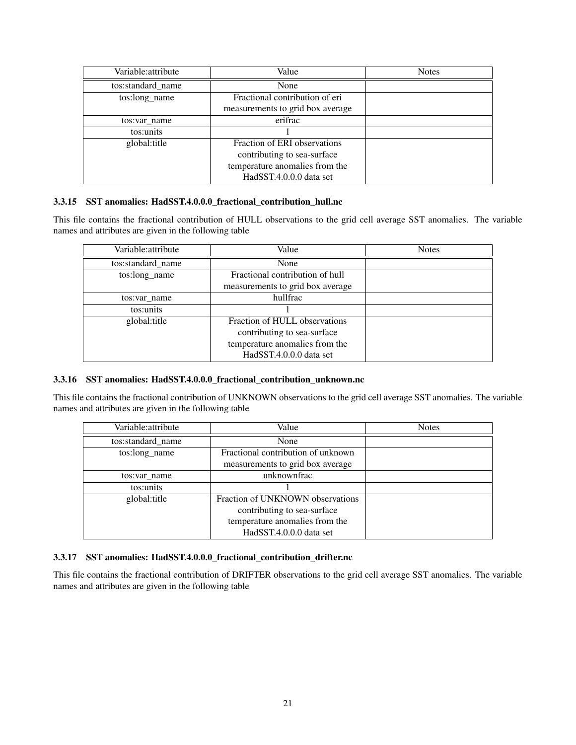| Variable:attribute | Value | Notes |
| --- | --- | --- |
| tos:standard_name | None | |
| tos:long_name | Fractional contribution of eri measurements to grid box average | |
| tos:var_name | erifrac | |
| tos:units | 1 | |
| global:title | Fraction of ERI observations contributing to sea-surface temperature anomalies from the HadSST.4.0.0.0 data set | |

### 3.3.15 SST anomalies: HadSST.4.0.0.0_fractional_contribution_hull.nc

This file contains the fractional contribution of HULL observations to the grid cell average SST anomalies. The variable names and attributes are given in the following table

| Variable:attribute | Value | Notes |
| --- | --- | --- |
| tos:standard_name | None | |
| tos:long_name | Fractional contribution of hull measurements to grid box average | |
| tos:var_name | hullfrac | |
| tos:units | 1 | |
| global:title | Fraction of HULL observations contributing to sea-surface temperature anomalies from the HadSST.4.0.0.0 data set | |

### 3.3.16 SST anomalies: HadSST.4.0.0.0_fractional_contribution_unknown.nc

This file contains the fractional contribution of UNKNOWN observations to the grid cell average SST anomalies. The variable names and attributes are given in the following table

| Variable:attribute | Value | Notes |
| --- | --- | --- |
| tos:standard_name | None | |
| tos:long_name | Fractional contribution of unknown measurements to grid box average | |
| tos:var_name | unknownfrac | |
| tos:units | 1 | |
| global:title | Fraction of UNKNOWN observations contributing to sea-surface temperature anomalies from the HadSST.4.0.0.0 data set | |

### 3.3.17 SST anomalies: HadSST.4.0.0.0_fractional_contribution_drifter.nc

This file contains the fractional contribution of DRIFTER observations to the grid cell average SST anomalies. The variable names and attributes are given in the following table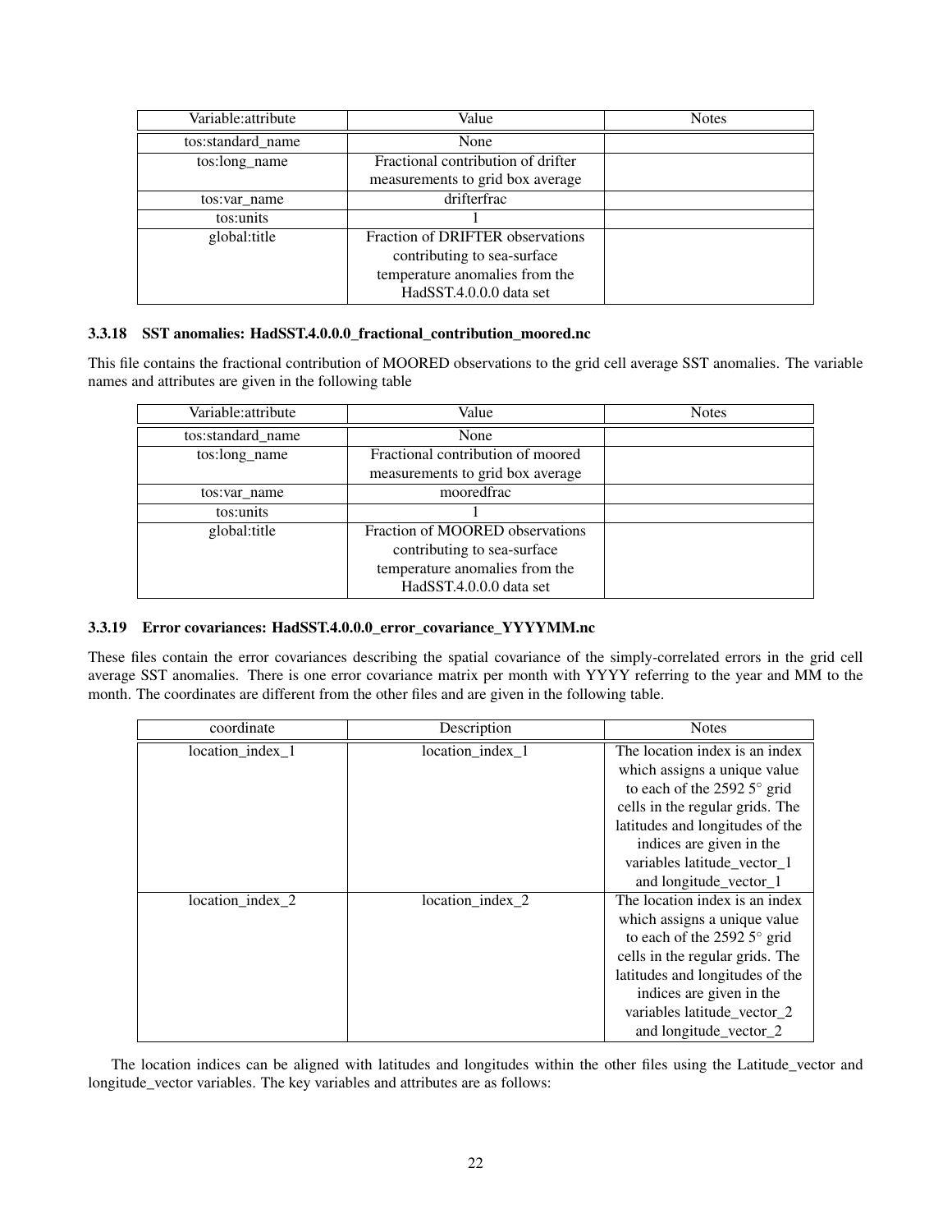| Variable:attribute | Value | Notes |
| --- | --- | --- |
| tos:standard_name | None | |
| tos:long_name | Fractional contribution of drifter measurements to grid box average | |
| tos:var_name | drifterfrac | |
| tos:units | 1 | |
| global:title | Fraction of DRIFTER observations contributing to sea-surface temperature anomalies from the HadSST.4.0.0.0 data set | |

#### 3.3.18 SST anomalies: HadSST.4.0.0.0_fractional_contribution_moored.nc

This file contains the fractional contribution of MOORED observations to the grid cell average SST anomalies. The variable names and attributes are given in the following table

| Variable:attribute | Value | Notes |
| --- | --- | --- |
| tos:standard_name | None | |
| tos:long_name | Fractional contribution of moored measurements to grid box average | |
| tos:var_name | mooredfrac | |
| tos:units | 1 | |
| global:title | Fraction of MOORED observations contributing to sea-surface temperature anomalies from the HadSST.4.0.0.0 data set | |

#### 3.3.19 Error covariances: HadSST.4.0.0.0_error_covariance_YYYYMM.nc

These files contain the error covariances describing the spatial covariance of the simply-correlated errors in the grid cell average SST anomalies. There is one error covariance matrix per month with YYYY referring to the year and MM to the month. The coordinates are different from the other files and are given in the following table.

| coordinate | Description | Notes |
| --- | --- | --- |
| location_index_1 | location_index_1 | The location index is an index which assigns a unique value to each of the 2592 5° grid cells in the regular grids. The latitudes and longitudes of the indices are given in the variables latitude_vector_1 and longitude_vector_1 |
| location_index_2 | location_index_2 | The location index is an index which assigns a unique value to each of the 2592 5° grid cells in the regular grids. The latitudes and longitudes of the indices are given in the variables latitude_vector_2 and longitude_vector_2 |

The location indices can be aligned with latitudes and longitudes within the other files using the Latitude_vector and longitude_vector variables. The key variables and attributes are as follows: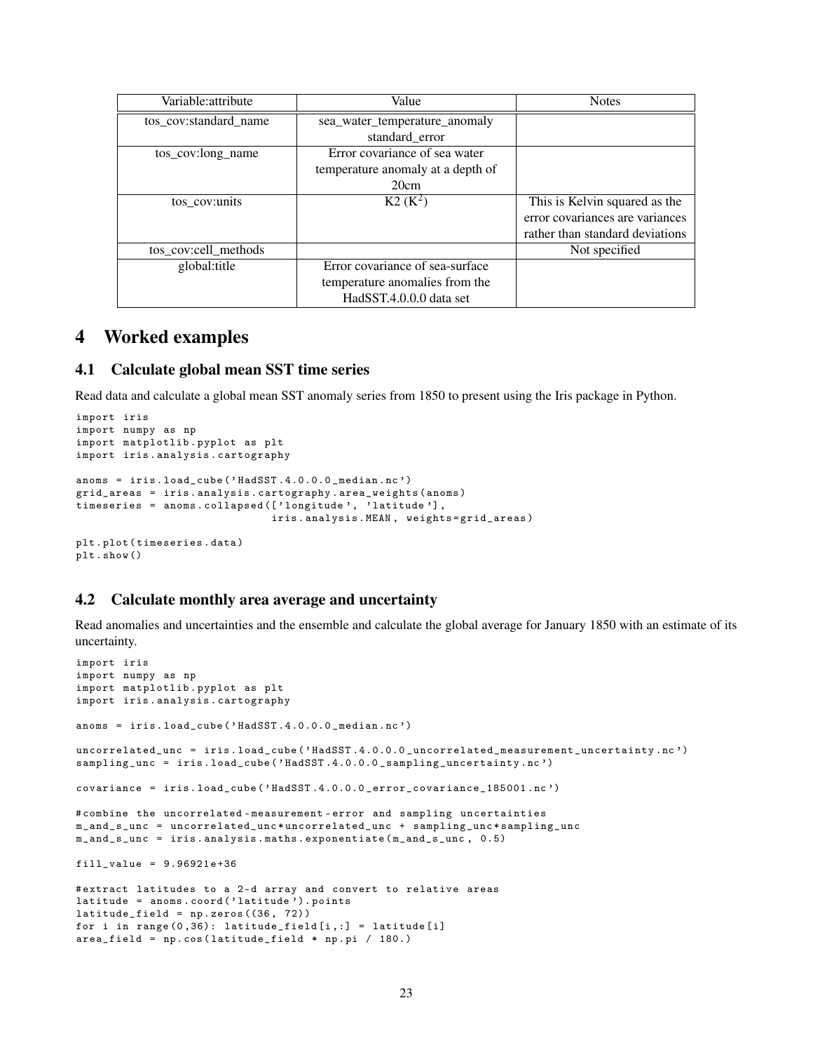| Variable:attribute | Value | Notes |
| --- | --- | --- |
| tos_cov:standard_name | sea_water_temperature_anomaly standard_error | |
| tos_cov:long_name | Error covariance of sea water temperature anomaly at a depth of 20cm | |
| tos_cov:units | K2 ($K^2$) | This is Kelvin squared as the error covariances are variances rather than standard deviations |
| tos_cov:cell_methods | | Not specified |
| global:title | Error covariance of sea-surface temperature anomalies from the HadSST.4.0.0.0 data set | |

# 4 Worked examples

## 4.1 Calculate global mean SST time series

Read data and calculate a global mean SST anomaly series from 1850 to present using the Iris package in Python.

```
import iris
import numpy as np
import matplotlib.pyplot as plt
import iris.analysis.cartography

anoms = iris.load_cube('HadSST.4.0.0.0_median.nc')
grid_areas = iris.analysis.cartography.area_weights(anoms)
timeseries = anoms.collapsed(['longitude', 'latitude'],
                             iris.analysis.MEAN, weights=grid_areas)

plt.plot(timeseries.data)
plt.show()
```

## 4.2 Calculate monthly area average and uncertainty

Read anomalies and uncertainties and the ensemble and calculate the global average for January 1850 with an estimate of its uncertainty.

```
import iris
import numpy as np
import matplotlib.pyplot as plt
import iris.analysis.cartography

anoms = iris.load_cube('HadSST.4.0.0.0_median.nc')

uncorrelated_unc = iris.load_cube('HadSST.4.0.0.0_uncorrelated_measurement_uncertainty.nc')
sampling_unc = iris.load_cube('HadSST.4.0.0.0_sampling_uncertainty.nc')

covariance = iris.load_cube('HadSST.4.0.0.0_error_covariance_185001.nc')

#combine the uncorrelated-measurement-error and sampling uncertainties
m_and_s_unc = uncorrelated_unc*uncorrelated_unc + sampling_unc*sampling_unc
m_and_s_unc = iris.analysis.maths.exponentiate(m_and_s_unc, 0.5)

fill_value = 9.96921e+36

#extract latitudes to a 2-d array and convert to relative areas
latitude = anoms.coord('latitude').points
latitude_field = np.zeros((36, 72))
for i in range(0,36): latitude_field[i,:] = latitude[i]
area_field = np.cos(latitude_field * np.pi / 180.)
```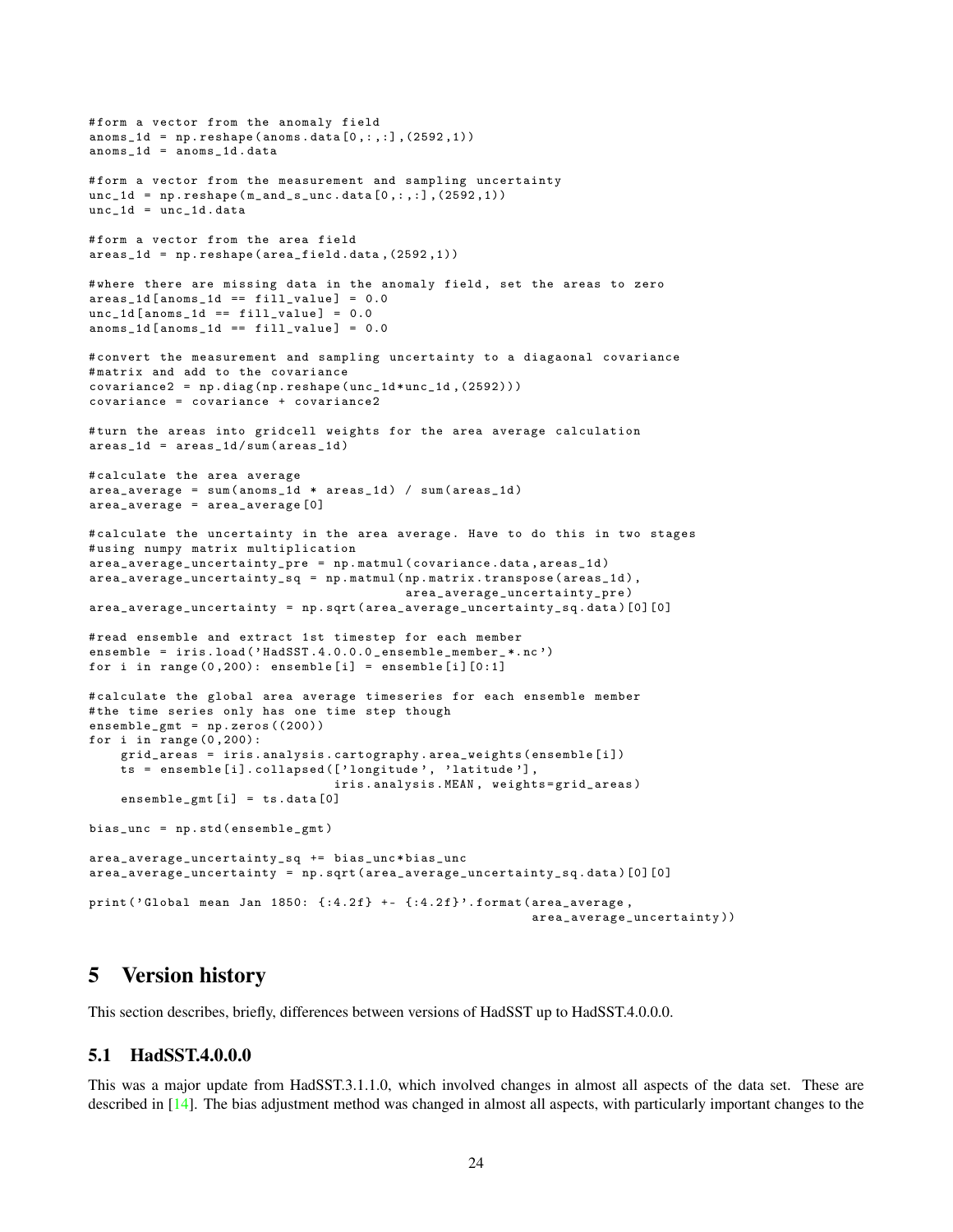```
#form a vector from the anomaly field
anoms_1d = np.reshape(anoms.data[0,:,:],(2592,1))
anoms_1d = anoms_1d.data

#form a vector from the measurement and sampling uncertainty
unc_1d = np.reshape(m_and_s_unc.data[0,:,:],(2592,1))
unc_1d = unc_1d.data

#form a vector from the area field
areas_1d = np.reshape(area_field.data,(2592,1))

#where there are missing data in the anomaly field, set the areas to zero
areas_1d[anoms_1d == fill_value] = 0.0
unc_1d[anoms_1d == fill_value] = 0.0
anoms_1d[anoms_1d == fill_value] = 0.0

#convert the measurement and sampling uncertainty to a diagaonal covariance
#matrix and add to the covariance
covariance2 = np.diag(np.reshape(unc_1d*unc_1d,(2592)))
covariance = covariance + covariance2

#turn the areas into gridcell weights for the area average calculation
areas_1d = areas_1d/sum(areas_1d)

#calculate the area average
area_average = sum(anoms_1d * areas_1d) / sum(areas_1d)
area_average = area_average[0]

#calculate the uncertainty in the area average. Have to do this in two stages
#using numpy matrix multiplication
area_average_uncertainty_pre = np.matmul(covariance.data,areas_1d)
area_average_uncertainty_sq = np.matmul(np.matrix.transpose(areas_1d),
                                        area_average_uncertainty_pre)
area_average_uncertainty = np.sqrt(area_average_uncertainty_sq.data)[0][0]

#read ensemble and extract 1st timestep for each member
ensemble = iris.load('HadSST.4.0.0.0_ensemble_member_*.nc')
for i in range(0,200): ensemble[i] = ensemble[i][0:1]

#calculate the global area average timeseries for each ensemble member
#the time series only has one time step though
ensemble_gmt = np.zeros((200))
for i in range(0,200):
    grid_areas = iris.analysis.cartography.area_weights(ensemble[i])
    ts = ensemble[i].collapsed(['longitude', 'latitude'],
                               iris.analysis.MEAN, weights=grid_areas)
    ensemble_gmt[i] = ts.data[0]

bias_unc = np.std(ensemble_gmt)

area_average_uncertainty_sq += bias_unc*bias_unc
area_average_uncertainty = np.sqrt(area_average_uncertainty_sq.data)[0][0]

print('Global mean Jan 1850: {:4.2f} +- {:4.2f}'.format(area_average,
                                                        area_average_uncertainty))
```

# 5 Version history

This section describes, briefly, differences between versions of HadSST up to HadSST.4.0.0.0.

## 5.1 HadSST.4.0.0.0

This was a major update from HadSST.3.1.1.0, which involved changes in almost all aspects of the data set. These are described in [14]. The bias adjustment method was changed in almost all aspects, with particularly important changes to the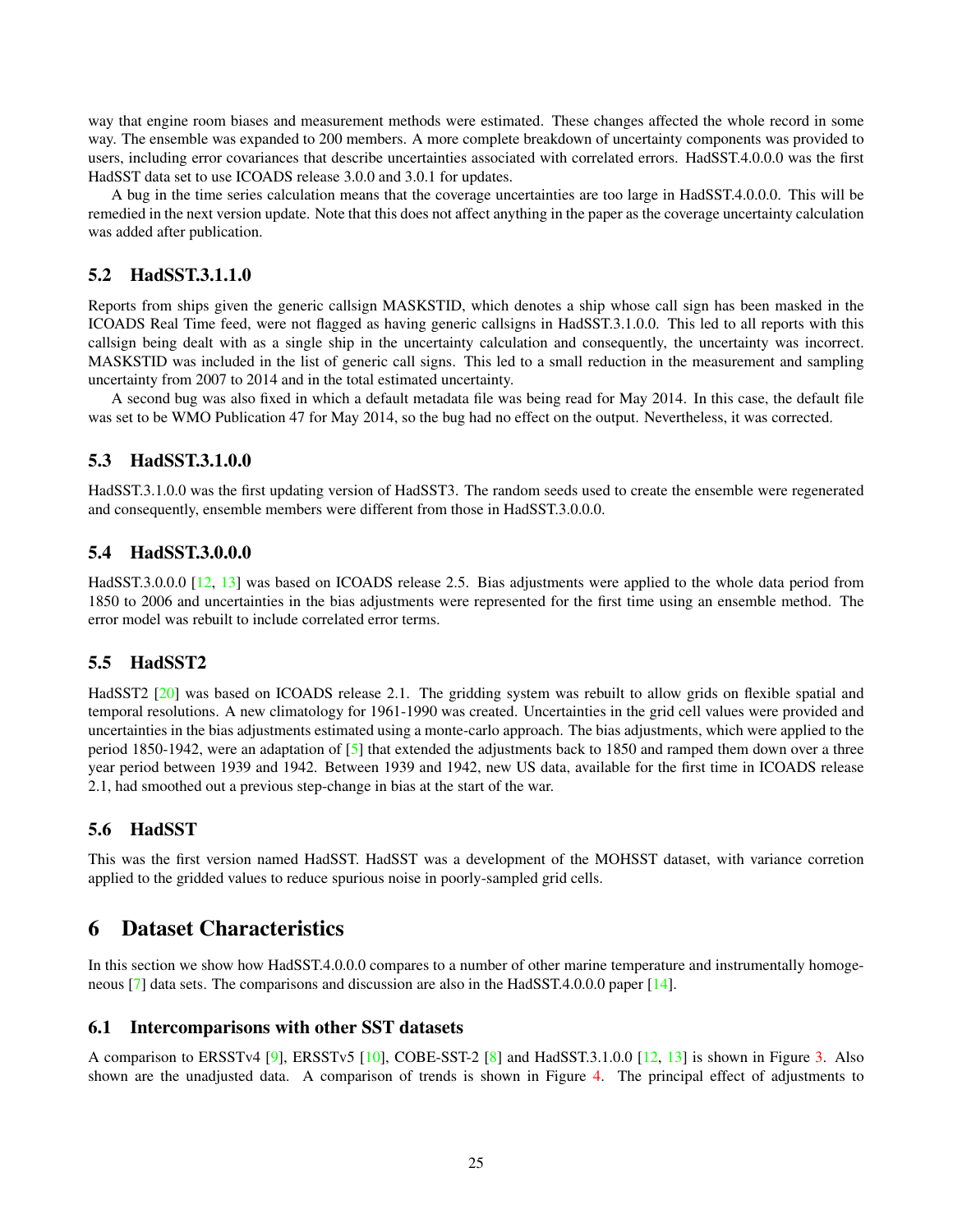way that engine room biases and measurement methods were estimated. These changes affected the whole record in some way. The ensemble was expanded to 200 members. A more complete breakdown of uncertainty components was provided to users, including error covariances that describe uncertainties associated with correlated errors. HadSST.4.0.0.0 was the first HadSST data set to use ICOADS release 3.0.0 and 3.0.1 for updates.

A bug in the time series calculation means that the coverage uncertainties are too large in HadSST.4.0.0.0. This will be remedied in the next version update. Note that this does not affect anything in the paper as the coverage uncertainty calculation was added after publication.

### 5.2 HadSST.3.1.1.0

Reports from ships given the generic callsign MASKSTID, which denotes a ship whose call sign has been masked in the ICOADS Real Time feed, were not flagged as having generic callsigns in HadSST.3.1.0.0. This led to all reports with this callsign being dealt with as a single ship in the uncertainty calculation and consequently, the uncertainty was incorrect. MASKSTID was included in the list of generic call signs. This led to a small reduction in the measurement and sampling uncertainty from 2007 to 2014 and in the total estimated uncertainty.

A second bug was also fixed in which a default metadata file was being read for May 2014. In this case, the default file was set to be WMO Publication 47 for May 2014, so the bug had no effect on the output. Nevertheless, it was corrected.

### 5.3 HadSST.3.1.0.0

HadSST.3.1.0.0 was the first updating version of HadSST3. The random seeds used to create the ensemble were regenerated and consequently, ensemble members were different from those in HadSST.3.0.0.0.

### 5.4 HadSST.3.0.0.0

HadSST.3.0.0.0 [12, 13] was based on ICOADS release 2.5. Bias adjustments were applied to the whole data period from 1850 to 2006 and uncertainties in the bias adjustments were represented for the first time using an ensemble method. The error model was rebuilt to include correlated error terms.

### 5.5 HadSST2

HadSST2 [20] was based on ICOADS release 2.1. The gridding system was rebuilt to allow grids on flexible spatial and temporal resolutions. A new climatology for 1961-1990 was created. Uncertainties in the grid cell values were provided and uncertainties in the bias adjustments estimated using a monte-carlo approach. The bias adjustments, which were applied to the period 1850-1942, were an adaptation of [5] that extended the adjustments back to 1850 and ramped them down over a three year period between 1939 and 1942. Between 1939 and 1942, new US data, available for the first time in ICOADS release 2.1, had smoothed out a previous step-change in bias at the start of the war.

### 5.6 HadSST

This was the first version named HadSST. HadSST was a development of the MOHSST dataset, with variance corretion applied to the gridded values to reduce spurious noise in poorly-sampled grid cells.

## 6 Dataset Characteristics

In this section we show how HadSST.4.0.0.0 compares to a number of other marine temperature and instrumentally homogeneous [7] data sets. The comparisons and discussion are also in the HadSST.4.0.0.0 paper [14].

### 6.1 Intercomparisons with other SST datasets

A comparison to ERSSTv4 [9], ERSSTv5 [10], COBE-SST-2 [8] and HadSST.3.1.0.0 [12, 13] is shown in Figure 3. Also shown are the unadjusted data. A comparison of trends is shown in Figure 4. The principal effect of adjustments to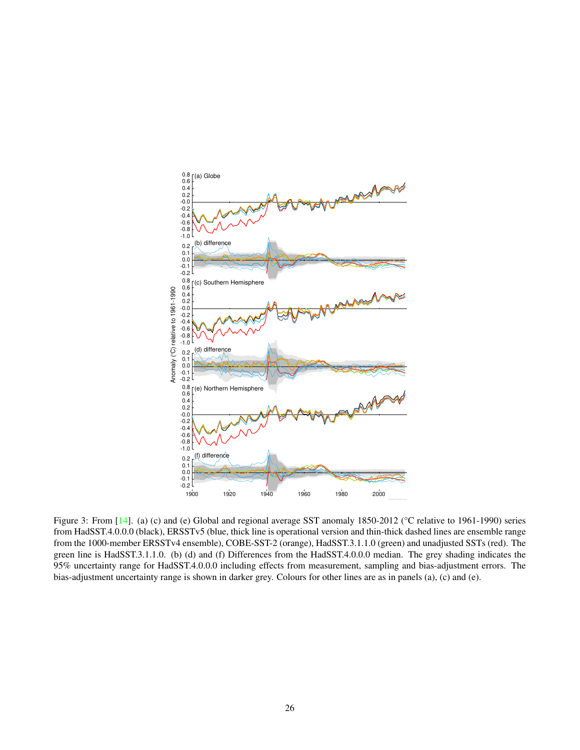Figure 3: From [14]. (a) (c) and (e) Global and regional average SST anomaly 1850-2012 (°C relative to 1961-1990) series from HadSST.4.0.0.0 (black), ERSSTv5 (blue, thick line is operational version and thin-thick dashed lines are ensemble range from the 1000-member ERSSTv4 ensemble), COBE-SST-2 (orange), HadSST.3.1.1.0 (green) and unadjusted SSTs (red). The green line is HadSST.3.1.1.0. (b) (d) and (f) Differences from the HadSST.4.0.0.0 median. The grey shading indicates the 95% uncertainty range for HadSST.4.0.0.0 including effects from measurement, sampling and bias-adjustment errors. The bias-adjustment uncertainty range is shown in darker grey. Colours for other lines are as in panels (a), (c) and (e).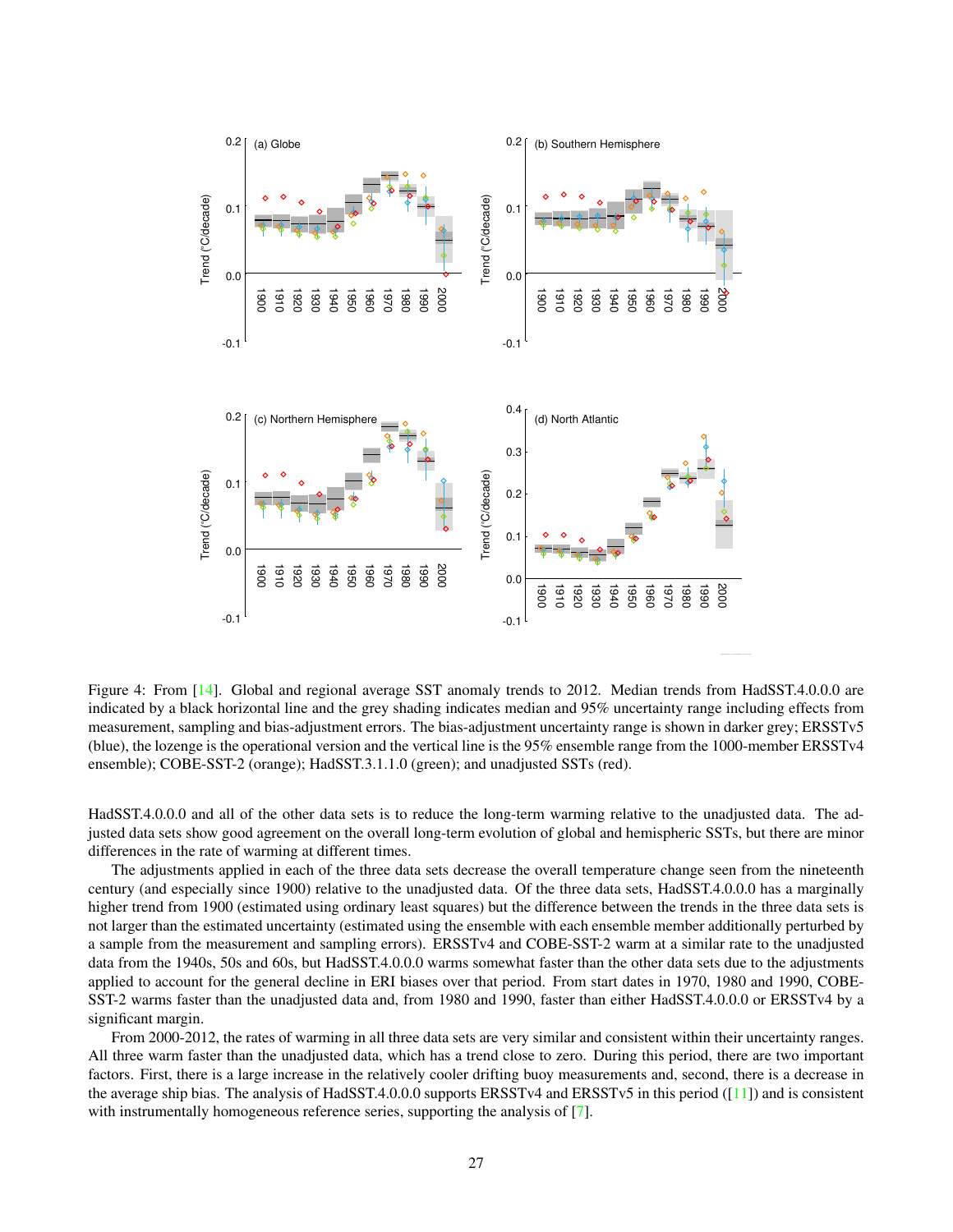Figure 4: From [14]. Global and regional average SST anomaly trends to 2012. Median trends from HadSST.4.0.0.0 are indicated by a black horizontal line and the grey shading indicates median and 95% uncertainty range including effects from measurement, sampling and bias-adjustment errors. The bias-adjustment uncertainty range is shown in darker grey; ERSSTv5 (blue), the lozenge is the operational version and the vertical line is the 95% ensemble range from the 1000-member ERSSTv4 ensemble); COBE-SST-2 (orange); HadSST.3.1.1.0 (green); and unadjusted SSTs (red).

HadSST.4.0.0.0 and all of the other data sets is to reduce the long-term warming relative to the unadjusted data. The adjusted data sets show good agreement on the overall long-term evolution of global and hemispheric SSTs, but there are minor differences in the rate of warming at different times.

The adjustments applied in each of the three data sets decrease the overall temperature change seen from the nineteenth century (and especially since 1900) relative to the unadjusted data. Of the three data sets, HadSST.4.0.0.0 has a marginally higher trend from 1900 (estimated using ordinary least squares) but the difference between the trends in the three data sets is not larger than the estimated uncertainty (estimated using the ensemble with each ensemble member additionally perturbed by a sample from the measurement and sampling errors). ERSSTv4 and COBE-SST-2 warm at a similar rate to the unadjusted data from the 1940s, 50s and 60s, but HadSST.4.0.0.0 warms somewhat faster than the other data sets due to the adjustments applied to account for the general decline in ERI biases over that period. From start dates in 1970, 1980 and 1990, COBE-SST-2 warms faster than the unadjusted data and, from 1980 and 1990, faster than either HadSST.4.0.0.0 or ERSSTv4 by a significant margin.

From 2000-2012, the rates of warming in all three data sets are very similar and consistent within their uncertainty ranges. All three warm faster than the unadjusted data, which has a trend close to zero. During this period, there are two important factors. First, there is a large increase in the relatively cooler drifting buoy measurements and, second, there is a decrease in the average ship bias. The analysis of HadSST.4.0.0.0 supports ERSSTv4 and ERSSTv5 in this period ([11]) and is consistent with instrumentally homogeneous reference series, supporting the analysis of [7].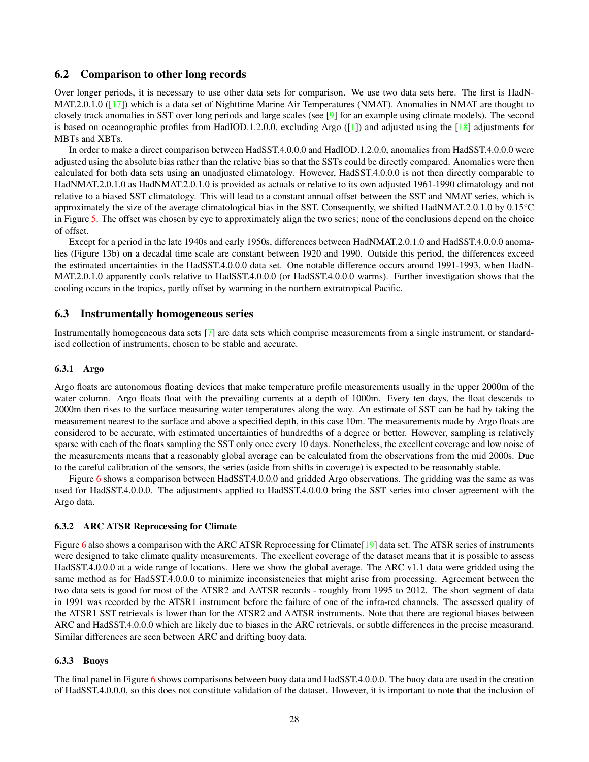## 6.2 Comparison to other long records

Over longer periods, it is necessary to use other data sets for comparison. We use two data sets here. The first is HadNMAT.2.0.1.0 ([17]) which is a data set of Nighttime Marine Air Temperatures (NMAT). Anomalies in NMAT are thought to closely track anomalies in SST over long periods and large scales (see [9] for an example using climate models). The second is based on oceanographic profiles from HadIOD.1.2.0.0, excluding Argo ([1]) and adjusted using the [18] adjustments for MBTs and XBTs.

In order to make a direct comparison between HadSST.4.0.0.0 and HadIOD.1.2.0.0, anomalies from HadSST.4.0.0.0 were adjusted using the absolute bias rather than the relative bias so that the SSTs could be directly compared. Anomalies were then calculated for both data sets using an unadjusted climatology. However, HadSST.4.0.0.0 is not then directly comparable to HadNMAT.2.0.1.0 as HadNMAT.2.0.1.0 is provided as actuals or relative to its own adjusted 1961-1990 climatology and not relative to a biased SST climatology. This will lead to a constant annual offset between the SST and NMAT series, which is approximately the size of the average climatological bias in the SST. Consequently, we shifted HadNMAT.2.0.1.0 by 0.15°C in Figure 5. The offset was chosen by eye to approximately align the two series; none of the conclusions depend on the choice of offset.

Except for a period in the late 1940s and early 1950s, differences between HadNMAT.2.0.1.0 and HadSST.4.0.0.0 anomalies (Figure 13b) on a decadal time scale are constant between 1920 and 1990. Outside this period, the differences exceed the estimated uncertainties in the HadSST.4.0.0.0 data set. One notable difference occurs around 1991-1993, when HadNMAT.2.0.1.0 apparently cools relative to HadSST.4.0.0.0 (or HadSST.4.0.0.0 warms). Further investigation shows that the cooling occurs in the tropics, partly offset by warming in the northern extratropical Pacific.

## 6.3 Instrumentally homogeneous series

Instrumentally homogeneous data sets [7] are data sets which comprise measurements from a single instrument, or standardised collection of instruments, chosen to be stable and accurate.

### 6.3.1 Argo

Argo floats are autonomous floating devices that make temperature profile measurements usually in the upper 2000m of the water column. Argo floats float with the prevailing currents at a depth of 1000m. Every ten days, the float descends to 2000m then rises to the surface measuring water temperatures along the way. An estimate of SST can be had by taking the measurement nearest to the surface and above a specified depth, in this case 10m. The measurements made by Argo floats are considered to be accurate, with estimated uncertainties of hundredths of a degree or better. However, sampling is relatively sparse with each of the floats sampling the SST only once every 10 days. Nonetheless, the excellent coverage and low noise of the measurements means that a reasonably global average can be calculated from the observations from the mid 2000s. Due to the careful calibration of the sensors, the series (aside from shifts in coverage) is expected to be reasonably stable.

Figure 6 shows a comparison between HadSST.4.0.0.0 and gridded Argo observations. The gridding was the same as was used for HadSST.4.0.0.0. The adjustments applied to HadSST.4.0.0.0 bring the SST series into closer agreement with the Argo data.

### 6.3.2 ARC ATSR Reprocessing for Climate

Figure 6 also shows a comparison with the ARC ATSR Reprocessing for Climate[19] data set. The ATSR series of instruments were designed to take climate quality measurements. The excellent coverage of the dataset means that it is possible to assess HadSST.4.0.0.0 at a wide range of locations. Here we show the global average. The ARC v1.1 data were gridded using the same method as for HadSST.4.0.0.0 to minimize inconsistencies that might arise from processing. Agreement between the two data sets is good for most of the ATSR2 and AATSR records - roughly from 1995 to 2012. The short segment of data in 1991 was recorded by the ATSR1 instrument before the failure of one of the infra-red channels. The assessed quality of the ATSR1 SST retrievals is lower than for the ATSR2 and AATSR instruments. Note that there are regional biases between ARC and HadSST.4.0.0.0 which are likely due to biases in the ARC retrievals, or subtle differences in the precise measurand. Similar differences are seen between ARC and drifting buoy data.

### 6.3.3 Buoys

The final panel in Figure 6 shows comparisons between buoy data and HadSST.4.0.0.0. The buoy data are used in the creation of HadSST.4.0.0.0, so this does not constitute validation of the dataset. However, it is important to note that the inclusion of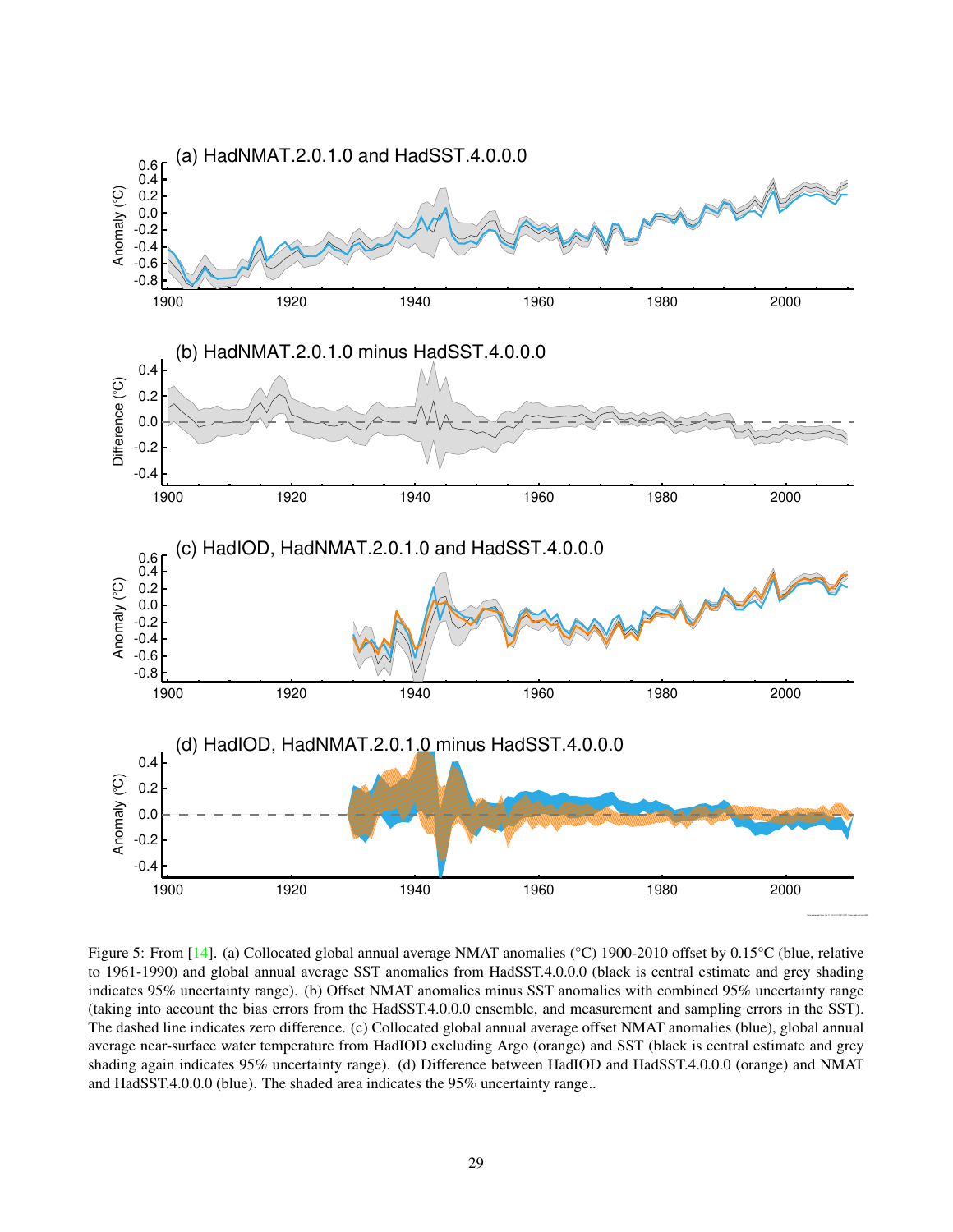Figure 5: From [14]. (a) Collocated global annual average NMAT anomalies (°C) 1900-2010 offset by 0.15°C (blue, relative to 1961-1990) and global annual average SST anomalies from HadSST.4.0.0.0 (black is central estimate and grey shading indicates 95% uncertainty range). (b) Offset NMAT anomalies minus SST anomalies with combined 95% uncertainty range (taking into account the bias errors from the HadSST.4.0.0.0 ensemble, and measurement and sampling errors in the SST). The dashed line indicates zero difference. (c) Collocated global annual average offset NMAT anomalies (blue), global annual average near-surface water temperature from HadIOD excluding Argo (orange) and SST (black is central estimate and grey shading again indicates 95% uncertainty range). (d) Difference between HadIOD and HadSST.4.0.0.0 (orange) and NMAT and HadSST.4.0.0.0 (blue). The shaded area indicates the 95% uncertainty range..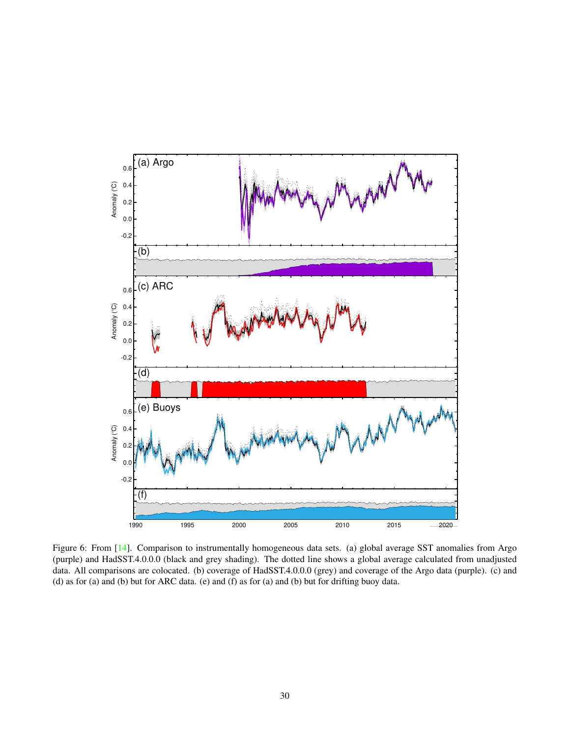Figure 6: From [14]. Comparison to instrumentally homogeneous data sets. (a) global average SST anomalies from Argo (purple) and HadSST.4.0.0.0 (black and grey shading). The dotted line shows a global average calculated from unadjusted data. All comparisons are colocated. (b) coverage of HadSST.4.0.0.0 (grey) and coverage of the Argo data (purple). (c) and (d) as for (a) and (b) but for ARC data. (e) and (f) as for (a) and (b) but for drifting buoy data.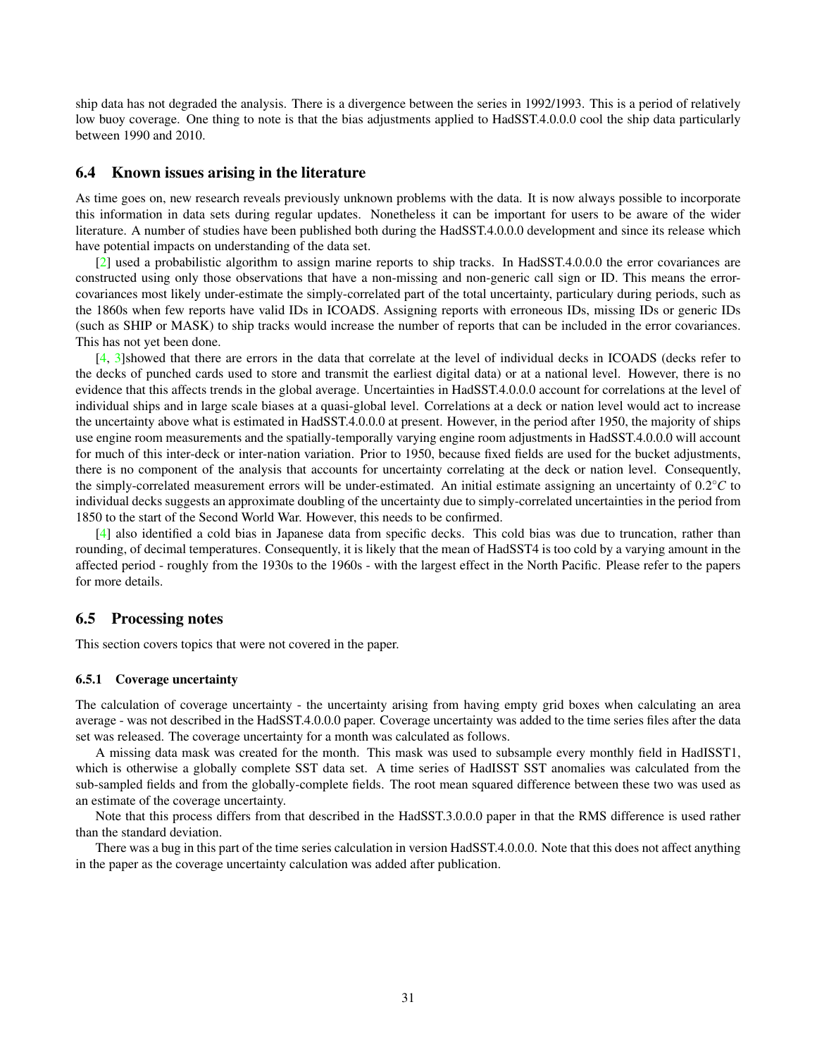ship data has not degraded the analysis. There is a divergence between the series in 1992/1993. This is a period of relatively low buoy coverage. One thing to note is that the bias adjustments applied to HadSST.4.0.0.0 cool the ship data particularly between 1990 and 2010.

### 6.4 Known issues arising in the literature

As time goes on, new research reveals previously unknown problems with the data. It is now always possible to incorporate this information in data sets during regular updates. Nonetheless it can be important for users to be aware of the wider literature. A number of studies have been published both during the HadSST.4.0.0.0 development and since its release which have potential impacts on understanding of the data set.

[2] used a probabilistic algorithm to assign marine reports to ship tracks. In HadSST.4.0.0.0 the error covariances are constructed using only those observations that have a non-missing and non-generic call sign or ID. This means the error-covariances most likely under-estimate the simply-correlated part of the total uncertainty, particulary during periods, such as the 1860s when few reports have valid IDs in ICOADS. Assigning reports with erroneous IDs, missing IDs or generic IDs (such as SHIP or MASK) to ship tracks would increase the number of reports that can be included in the error covariances. This has not yet been done.

[4, 3]showed that there are errors in the data that correlate at the level of individual decks in ICOADS (decks refer to the decks of punched cards used to store and transmit the earliest digital data) or at a national level. However, there is no evidence that this affects trends in the global average. Uncertainties in HadSST.4.0.0.0 account for correlations at the level of individual ships and in large scale biases at a quasi-global level. Correlations at a deck or nation level would act to increase the uncertainty above what is estimated in HadSST.4.0.0.0 at present. However, in the period after 1950, the majority of ships use engine room measurements and the spatially-temporally varying engine room adjustments in HadSST.4.0.0.0 will account for much of this inter-deck or inter-nation variation. Prior to 1950, because fixed fields are used for the bucket adjustments, there is no component of the analysis that accounts for uncertainty correlating at the deck or nation level. Consequently, the simply-correlated measurement errors will be under-estimated. An initial estimate assigning an uncertainty of $0.2^{\circ}C$ to individual decks suggests an approximate doubling of the uncertainty due to simply-correlated uncertainties in the period from 1850 to the start of the Second World War. However, this needs to be confirmed.

[4] also identified a cold bias in Japanese data from specific decks. This cold bias was due to truncation, rather than rounding, of decimal temperatures. Consequently, it is likely that the mean of HadSST4 is too cold by a varying amount in the affected period - roughly from the 1930s to the 1960s - with the largest effect in the North Pacific. Please refer to the papers for more details.

### 6.5 Processing notes

This section covers topics that were not covered in the paper.

#### 6.5.1 Coverage uncertainty

The calculation of coverage uncertainty - the uncertainty arising from having empty grid boxes when calculating an area average - was not described in the HadSST.4.0.0.0 paper. Coverage uncertainty was added to the time series files after the data set was released. The coverage uncertainty for a month was calculated as follows.

A missing data mask was created for the month. This mask was used to subsample every monthly field in HadISST1, which is otherwise a globally complete SST data set. A time series of HadISST SST anomalies was calculated from the sub-sampled fields and from the globally-complete fields. The root mean squared difference between these two was used as an estimate of the coverage uncertainty.

Note that this process differs from that described in the HadSST.3.0.0.0 paper in that the RMS difference is used rather than the standard deviation.

There was a bug in this part of the time series calculation in version HadSST.4.0.0.0. Note that this does not affect anything in the paper as the coverage uncertainty calculation was added after publication.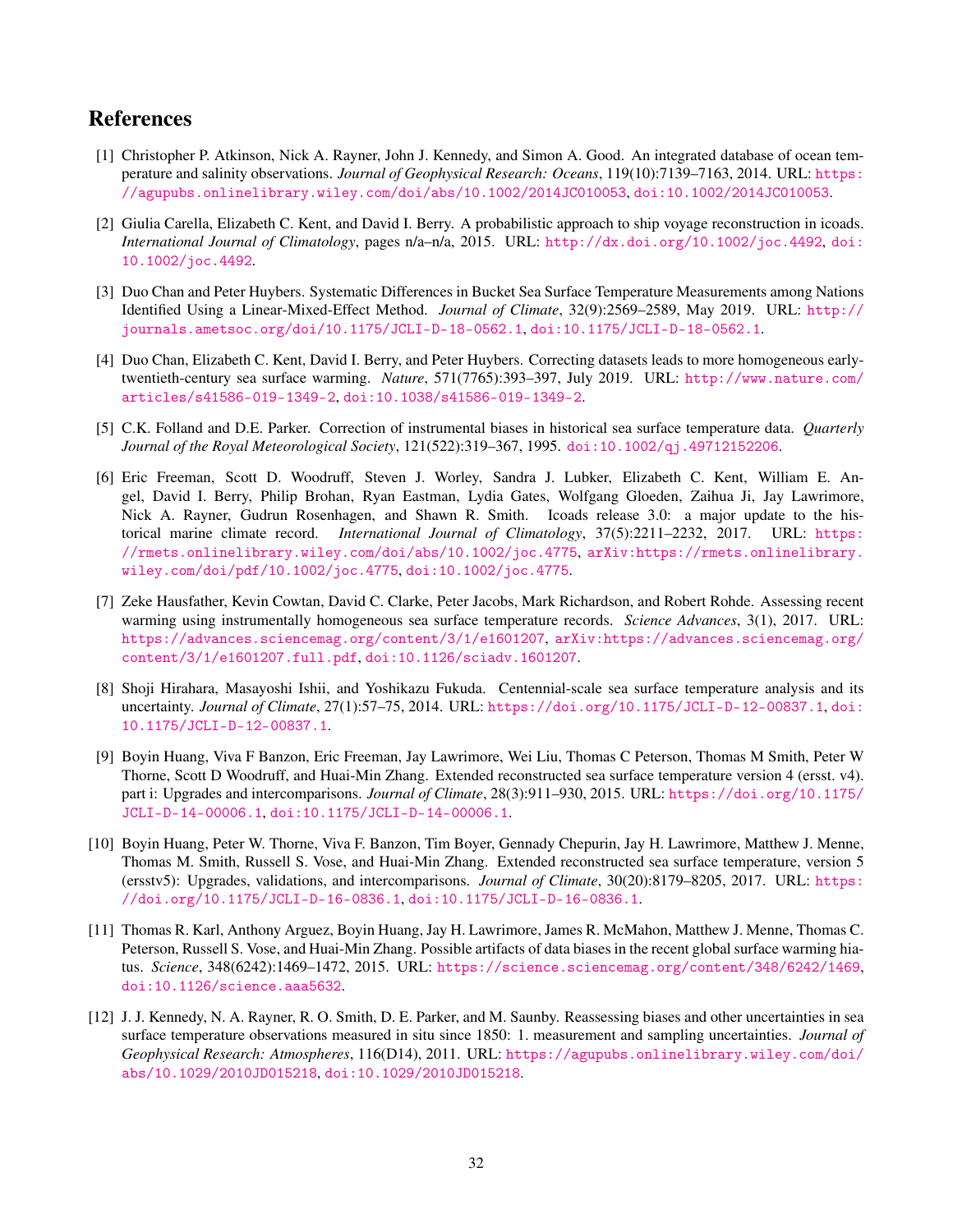# References

[1] Christopher P. Atkinson, Nick A. Rayner, John J. Kennedy, and Simon A. Good. An integrated database of ocean temperature and salinity observations. *Journal of Geophysical Research: Oceans*, 119(10):7139–7163, 2014. URL: https://agupubs.onlinelibrary.wiley.com/doi/abs/10.1002/2014JC010053, doi:10.1002/2014JC010053.

[2] Giulia Carella, Elizabeth C. Kent, and David I. Berry. A probabilistic approach to ship voyage reconstruction in icoads. *International Journal of Climatology*, pages n/a–n/a, 2015. URL: http://dx.doi.org/10.1002/joc.4492, doi:10.1002/joc.4492.

[3] Duo Chan and Peter Huybers. Systematic Differences in Bucket Sea Surface Temperature Measurements among Nations Identified Using a Linear-Mixed-Effect Method. *Journal of Climate*, 32(9):2569–2589, May 2019. URL: http://journals.ametsoc.org/doi/10.1175/JCLI-D-18-0562.1, doi:10.1175/JCLI-D-18-0562.1.

[4] Duo Chan, Elizabeth C. Kent, David I. Berry, and Peter Huybers. Correcting datasets leads to more homogeneous early-twentieth-century sea surface warming. *Nature*, 571(7765):393–397, July 2019. URL: http://www.nature.com/articles/s41586-019-1349-2, doi:10.1038/s41586-019-1349-2.

[5] C.K. Folland and D.E. Parker. Correction of instrumental biases in historical sea surface temperature data. *Quarterly Journal of the Royal Meteorological Society*, 121(522):319–367, 1995. doi:10.1002/qj.49712152206.

[6] Eric Freeman, Scott D. Woodruff, Steven J. Worley, Sandra J. Lubker, Elizabeth C. Kent, William E. Angel, David I. Berry, Philip Brohan, Ryan Eastman, Lydia Gates, Wolfgang Gloeden, Zaihua Ji, Jay Lawrimore, Nick A. Rayner, Gudrun Rosenhagen, and Shawn R. Smith. Icoads release 3.0: a major update to the historical marine climate record. *International Journal of Climatology*, 37(5):2211–2232, 2017. URL: https://rmets.onlinelibrary.wiley.com/doi/abs/10.1002/joc.4775, arXiv:https://rmets.onlinelibrary.wiley.com/doi/pdf/10.1002/joc.4775, doi:10.1002/joc.4775.

[7] Zeke Hausfather, Kevin Cowtan, David C. Clarke, Peter Jacobs, Mark Richardson, and Robert Rohde. Assessing recent warming using instrumentally homogeneous sea surface temperature records. *Science Advances*, 3(1), 2017. URL: https://advances.sciencemag.org/content/3/1/e1601207, arXiv:https://advances.sciencemag.org/content/3/1/e1601207.full.pdf, doi:10.1126/sciadv.1601207.

[8] Shoji Hirahara, Masayoshi Ishii, and Yoshikazu Fukuda. Centennial-scale sea surface temperature analysis and its uncertainty. *Journal of Climate*, 27(1):57–75, 2014. URL: https://doi.org/10.1175/JCLI-D-12-00837.1, doi:10.1175/JCLI-D-12-00837.1.

[9] Boyin Huang, Viva F Banzon, Eric Freeman, Jay Lawrimore, Wei Liu, Thomas C Peterson, Thomas M Smith, Peter W Thorne, Scott D Woodruff, and Huai-Min Zhang. Extended reconstructed sea surface temperature version 4 (ersst. v4). part i: Upgrades and intercomparisons. *Journal of Climate*, 28(3):911–930, 2015. URL: https://doi.org/10.1175/JCLI-D-14-00006.1, doi:10.1175/JCLI-D-14-00006.1.

[10] Boyin Huang, Peter W. Thorne, Viva F. Banzon, Tim Boyer, Gennady Chepurin, Jay H. Lawrimore, Matthew J. Menne, Thomas M. Smith, Russell S. Vose, and Huai-Min Zhang. Extended reconstructed sea surface temperature, version 5 (ersstv5): Upgrades, validations, and intercomparisons. *Journal of Climate*, 30(20):8179–8205, 2017. URL: https://doi.org/10.1175/JCLI-D-16-0836.1, doi:10.1175/JCLI-D-16-0836.1.

[11] Thomas R. Karl, Anthony Arguez, Boyin Huang, Jay H. Lawrimore, James R. McMahon, Matthew J. Menne, Thomas C. Peterson, Russell S. Vose, and Huai-Min Zhang. Possible artifacts of data biases in the recent global surface warming hiatus. *Science*, 348(6242):1469–1472, 2015. URL: https://science.sciencemag.org/content/348/6242/1469, doi:10.1126/science.aaa5632.

[12] J. J. Kennedy, N. A. Rayner, R. O. Smith, D. E. Parker, and M. Saunby. Reassessing biases and other uncertainties in sea surface temperature observations measured in situ since 1850: 1. measurement and sampling uncertainties. *Journal of Geophysical Research: Atmospheres*, 116(D14), 2011. URL: https://agupubs.onlinelibrary.wiley.com/doi/abs/10.1029/2010JD015218, doi:10.1029/2010JD015218.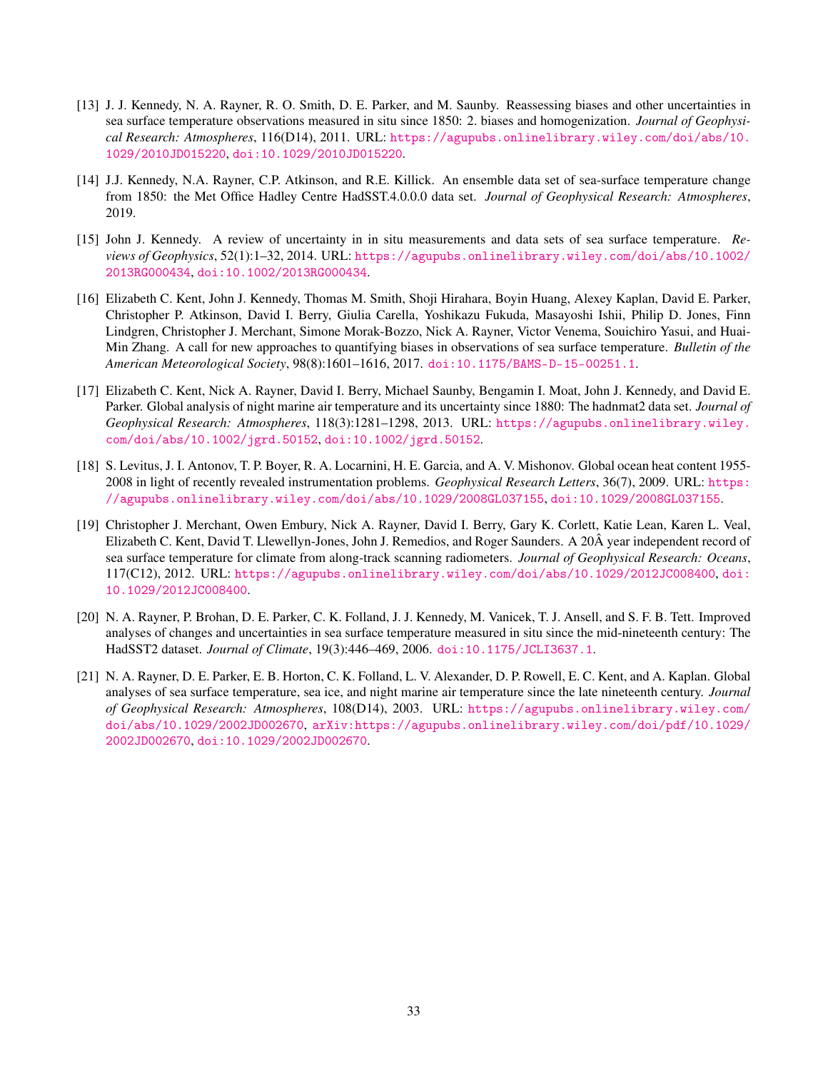[13] J. J. Kennedy, N. A. Rayner, R. O. Smith, D. E. Parker, and M. Saunby. Reassessing biases and other uncertainties in sea surface temperature observations measured in situ since 1850: 2. biases and homogenization. *Journal of Geophysical Research: Atmospheres*, 116(D14), 2011. URL: https://agupubs.onlinelibrary.wiley.com/doi/abs/10.1029/2010JD015220, doi:10.1029/2010JD015220.

[14] J.J. Kennedy, N.A. Rayner, C.P. Atkinson, and R.E. Killick. An ensemble data set of sea-surface temperature change from 1850: the Met Office Hadley Centre HadSST.4.0.0.0 data set. *Journal of Geophysical Research: Atmospheres*, 2019.

[15] John J. Kennedy. A review of uncertainty in in situ measurements and data sets of sea surface temperature. *Reviews of Geophysics*, 52(1):1–32, 2014. URL: https://agupubs.onlinelibrary.wiley.com/doi/abs/10.1002/2013RG000434, doi:10.1002/2013RG000434.

[16] Elizabeth C. Kent, John J. Kennedy, Thomas M. Smith, Shoji Hirahara, Boyin Huang, Alexey Kaplan, David E. Parker, Christopher P. Atkinson, David I. Berry, Giulia Carella, Yoshikazu Fukuda, Masayoshi Ishii, Philip D. Jones, Finn Lindgren, Christopher J. Merchant, Simone Morak-Bozzo, Nick A. Rayner, Victor Venema, Souichiro Yasui, and Huai-Min Zhang. A call for new approaches to quantifying biases in observations of sea surface temperature. *Bulletin of the American Meteorological Society*, 98(8):1601–1616, 2017. doi:10.1175/BAMS-D-15-00251.1.

[17] Elizabeth C. Kent, Nick A. Rayner, David I. Berry, Michael Saunby, Bengamin I. Moat, John J. Kennedy, and David E. Parker. Global analysis of night marine air temperature and its uncertainty since 1880: The hadnmat2 data set. *Journal of Geophysical Research: Atmospheres*, 118(3):1281–1298, 2013. URL: https://agupubs.onlinelibrary.wiley.com/doi/abs/10.1002/jgrd.50152, doi:10.1002/jgrd.50152.

[18] S. Levitus, J. I. Antonov, T. P. Boyer, R. A. Locarnini, H. E. Garcia, and A. V. Mishonov. Global ocean heat content 1955-2008 in light of recently revealed instrumentation problems. *Geophysical Research Letters*, 36(7), 2009. URL: https://agupubs.onlinelibrary.wiley.com/doi/abs/10.1029/2008GL037155, doi:10.1029/2008GL037155.

[19] Christopher J. Merchant, Owen Embury, Nick A. Rayner, David I. Berry, Gary K. Corlett, Katie Lean, Karen L. Veal, Elizabeth C. Kent, David T. Llewellyn-Jones, John J. Remedios, and Roger Saunders. A 20Â year independent record of sea surface temperature for climate from along-track scanning radiometers. *Journal of Geophysical Research: Oceans*, 117(C12), 2012. URL: https://agupubs.onlinelibrary.wiley.com/doi/abs/10.1029/2012JC008400, doi:10.1029/2012JC008400.

[20] N. A. Rayner, P. Brohan, D. E. Parker, C. K. Folland, J. J. Kennedy, M. Vanicek, T. J. Ansell, and S. F. B. Tett. Improved analyses of changes and uncertainties in sea surface temperature measured in situ since the mid-nineteenth century: The HadSST2 dataset. *Journal of Climate*, 19(3):446–469, 2006. doi:10.1175/JCLI3637.1.

[21] N. A. Rayner, D. E. Parker, E. B. Horton, C. K. Folland, L. V. Alexander, D. P. Rowell, E. C. Kent, and A. Kaplan. Global analyses of sea surface temperature, sea ice, and night marine air temperature since the late nineteenth century. *Journal of Geophysical Research: Atmospheres*, 108(D14), 2003. URL: https://agupubs.onlinelibrary.wiley.com/doi/abs/10.1029/2002JD002670, arXiv:https://agupubs.onlinelibrary.wiley.com/doi/pdf/10.1029/2002JD002670, doi:10.1029/2002JD002670.